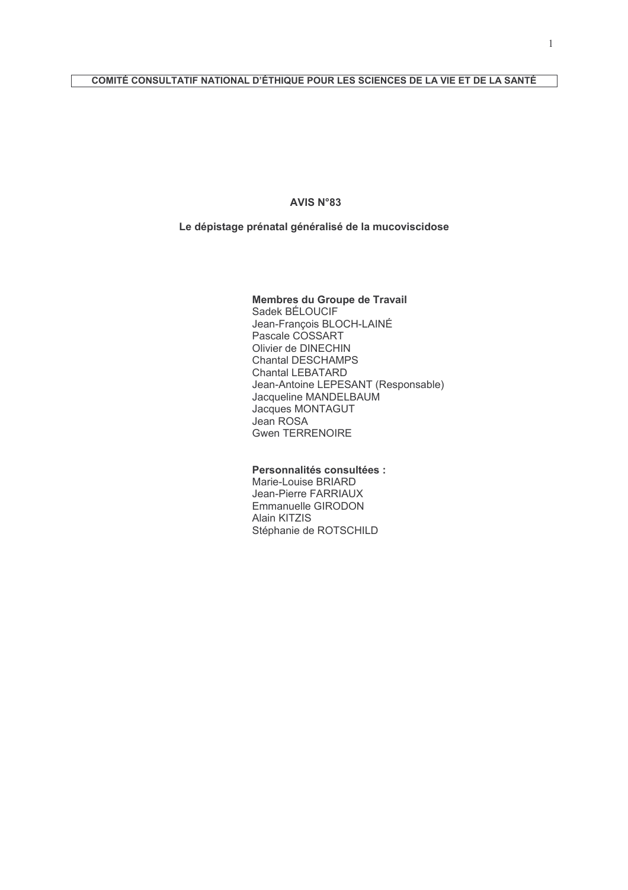**COMITÉ CONSULTATIF NATIONAL D'ÉTHIQUE POUR LES SCIENCES DE LA VIE ET DE LA SANTÉ**

# AVIS N°83

## Le dépistage prénatal généralisé de la mucoviscidose

**Membres du Groupe de Travail**
Sadek BÉLOUCIF
Jean-François BLOCH-LAINÉ
Pascale COSSART
Olivier de DINECHIN
Chantal DESCHAMPS
Chantal LEBATARD
Jean-Antoine LEPESANT (Responsable)
Jacqueline MANDELBAUM
Jacques MONTAGUT
Jean ROSA
Gwen TERRENOIRE

**Personnalités consultées :**
Marie-Louise BRIARD
Jean-Pierre FARRIAUX
Emmanuelle GIRODON
Alain KITZIS
Stéphanie de ROTSCHILD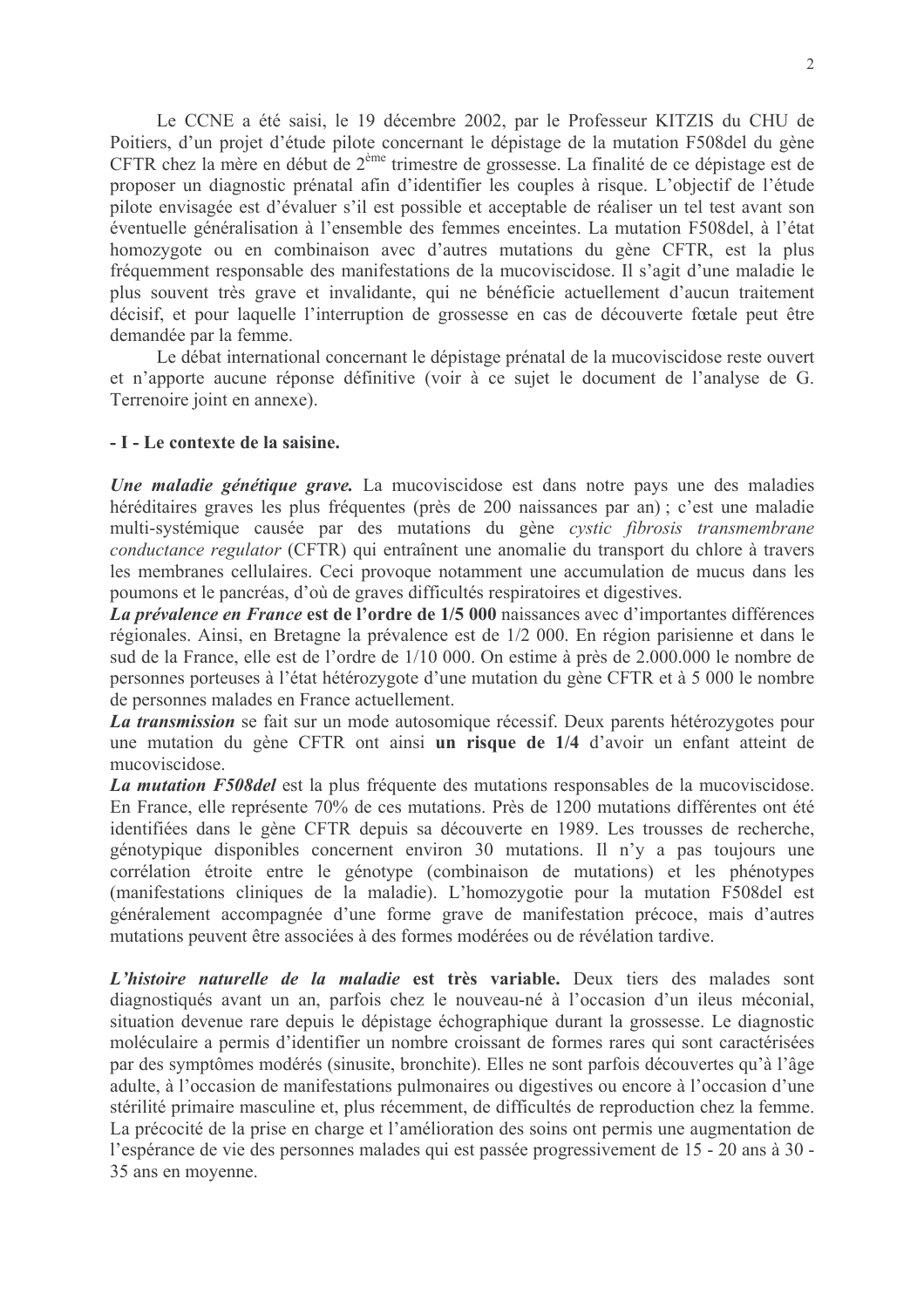Le CCNE a été saisi, le 19 décembre 2002, par le Professeur KITZIS du CHU de Poitiers, d'un projet d'étude pilote concernant le dépistage de la mutation F508del du gène CFTR chez la mère en début de 2[ème] trimestre de grossesse. La finalité de ce dépistage est de proposer un diagnostic prénatal afin d'identifier les couples à risque. L'objectif de l'étude pilote envisagée est d'évaluer s'il est possible et acceptable de réaliser un tel test avant son éventuelle généralisation à l'ensemble des femmes enceintes. La mutation F508del, à l'état homozygote ou en combinaison avec d'autres mutations du gène CFTR, est la plus fréquemment responsable des manifestations de la mucoviscidose. Il s'agit d'une maladie le plus souvent très grave et invalidante, qui ne bénéficie actuellement d'aucun traitement décisif, et pour laquelle l'interruption de grossesse en cas de découverte fœtale peut être demandée par la femme.

Le débat international concernant le dépistage prénatal de la mucoviscidose reste ouvert et n'apporte aucune réponse définitive (voir à ce sujet le document de l'analyse de G. Terrenoire joint en annexe).

## - I - Le contexte de la saisine.

***Une maladie génétique grave.*** La mucoviscidose est dans notre pays une des maladies héréditaires graves les plus fréquentes (près de 200 naissances par an) ; c'est une maladie multi-systémique causée par des mutations du gène *cystic fibrosis transmembrane conductance regulator* (CFTR) qui entraînent une anomalie du transport du chlore à travers les membranes cellulaires. Ceci provoque notamment une accumulation de mucus dans les poumons et le pancréas, d'où de graves difficultés respiratoires et digestives.

***La prévalence en France* est de l'ordre de 1/5 000** naissances avec d'importantes différences régionales. Ainsi, en Bretagne la prévalence est de 1/2 000. En région parisienne et dans le sud de la France, elle est de l'ordre de 1/10 000. On estime à près de 2.000.000 le nombre de personnes porteuses à l'état hétérozygote d'une mutation du gène CFTR et à 5 000 le nombre de personnes malades en France actuellement.

***La transmission*** se fait sur un mode autosomique récessif. Deux parents hétérozygotes pour une mutation du gène CFTR ont ainsi **un risque de 1/4** d'avoir un enfant atteint de mucoviscidose.

***La mutation F508del*** est la plus fréquente des mutations responsables de la mucoviscidose. En France, elle représente 70% de ces mutations. Près de 1200 mutations différentes ont été identifiées dans le gène CFTR depuis sa découverte en 1989. Les trousses de recherche, génotypique disponibles concernent environ 30 mutations. Il n'y a pas toujours une corrélation étroite entre le génotype (combinaison de mutations) et les phénotypes (manifestations cliniques de la maladie). L'homozygotie pour la mutation F508del est généralement accompagnée d'une forme grave de manifestation précoce, mais d'autres mutations peuvent être associées à des formes modérées ou de révélation tardive.

***L'histoire naturelle de la maladie* est très variable.** Deux tiers des malades sont diagnostiqués avant un an, parfois chez le nouveau-né à l'occasion d'un ileus méconial, situation devenue rare depuis le dépistage échographique durant la grossesse. Le diagnostic moléculaire a permis d'identifier un nombre croissant de formes rares qui sont caractérisées par des symptômes modérés (sinusite, bronchite). Elles ne sont parfois découvertes qu'à l'âge adulte, à l'occasion de manifestations pulmonaires ou digestives ou encore à l'occasion d'une stérilité primaire masculine et, plus récemment, de difficultés de reproduction chez la femme. La précocité de la prise en charge et l'amélioration des soins ont permis une augmentation de l'espérance de vie des personnes malades qui est passée progressivement de 15 - 20 ans à 30 - 35 ans en moyenne.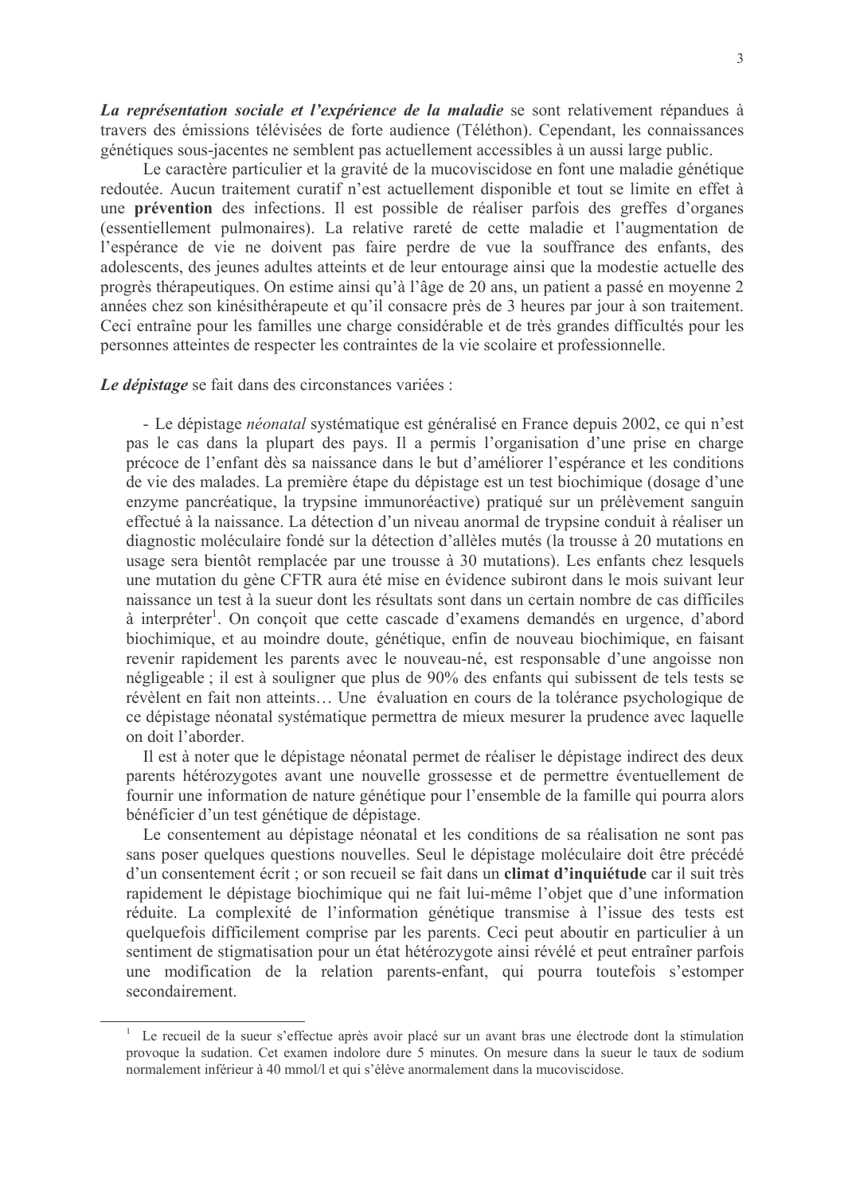***La représentation sociale et l'expérience de la maladie*** se sont relativement répandues à travers des émissions télévisées de forte audience (Téléthon). Cependant, les connaissances génétiques sous-jacentes ne semblent pas actuellement accessibles à un aussi large public.

Le caractère particulier et la gravité de la mucoviscidose en font une maladie génétique redoutée. Aucun traitement curatif n'est actuellement disponible et tout se limite en effet à une **prévention** des infections. Il est possible de réaliser parfois des greffes d'organes (essentiellement pulmonaires). La relative rareté de cette maladie et l'augmentation de l'espérance de vie ne doivent pas faire perdre de vue la souffrance des enfants, des adolescents, des jeunes adultes atteints et de leur entourage ainsi que la modestie actuelle des progrès thérapeutiques. On estime ainsi qu'à l'âge de 20 ans, un patient a passé en moyenne 2 années chez son kinésithérapeute et qu'il consacre près de 3 heures par jour à son traitement. Ceci entraîne pour les familles une charge considérable et de très grandes difficultés pour les personnes atteintes de respecter les contraintes de la vie scolaire et professionnelle.

***Le dépistage*** se fait dans des circonstances variées :

- Le dépistage *néonatal* systématique est généralisé en France depuis 2002, ce qui n'est pas le cas dans la plupart des pays. Il a permis l'organisation d'une prise en charge précoce de l'enfant dès sa naissance dans le but d'améliorer l'espérance et les conditions de vie des malades. La première étape du dépistage est un test biochimique (dosage d'une enzyme pancréatique, la trypsine immunoréactive) pratiqué sur un prélèvement sanguin effectué à la naissance. La détection d'un niveau anormal de trypsine conduit à réaliser un diagnostic moléculaire fondé sur la détection d'allèles mutés (la trousse à 20 mutations en usage sera bientôt remplacée par une trousse à 30 mutations). Les enfants chez lesquels une mutation du gène CFTR aura été mise en évidence subiront dans le mois suivant leur naissance un test à la sueur dont les résultats sont dans un certain nombre de cas difficiles à interpréter[1]. On conçoit que cette cascade d'examens demandés en urgence, d'abord biochimique, et au moindre doute, génétique, enfin de nouveau biochimique, en faisant revenir rapidement les parents avec le nouveau-né, est responsable d'une angoisse non négligeable ; il est à souligner que plus de 90% des enfants qui subissent de tels tests se révèlent en fait non atteints… Une évaluation en cours de la tolérance psychologique de ce dépistage néonatal systématique permettra de mieux mesurer la prudence avec laquelle on doit l'aborder.

  Il est à noter que le dépistage néonatal permet de réaliser le dépistage indirect des deux parents hétérozygotes avant une nouvelle grossesse et de permettre éventuellement de fournir une information de nature génétique pour l'ensemble de la famille qui pourra alors bénéficier d'un test génétique de dépistage.

  Le consentement au dépistage néonatal et les conditions de sa réalisation ne sont pas sans poser quelques questions nouvelles. Seul le dépistage moléculaire doit être précédé d'un consentement écrit ; or son recueil se fait dans un **climat d'inquiétude** car il suit très rapidement le dépistage biochimique qui ne fait lui-même l'objet que d'une information réduite. La complexité de l'information génétique transmise à l'issue des tests est quelquefois difficilement comprise par les parents. Ceci peut aboutir en particulier à un sentiment de stigmatisation pour un état hétérozygote ainsi révélé et peut entraîner parfois une modification de la relation parents-enfant, qui pourra toutefois s'estomper secondairement.

---

[1] Le recueil de la sueur s'effectue après avoir placé sur un avant bras une électrode dont la stimulation provoque la sudation. Cet examen indolore dure 5 minutes. On mesure dans la sueur le taux de sodium normalement inférieur à 40 mmol/l et qui s'élève anormalement dans la mucoviscidose.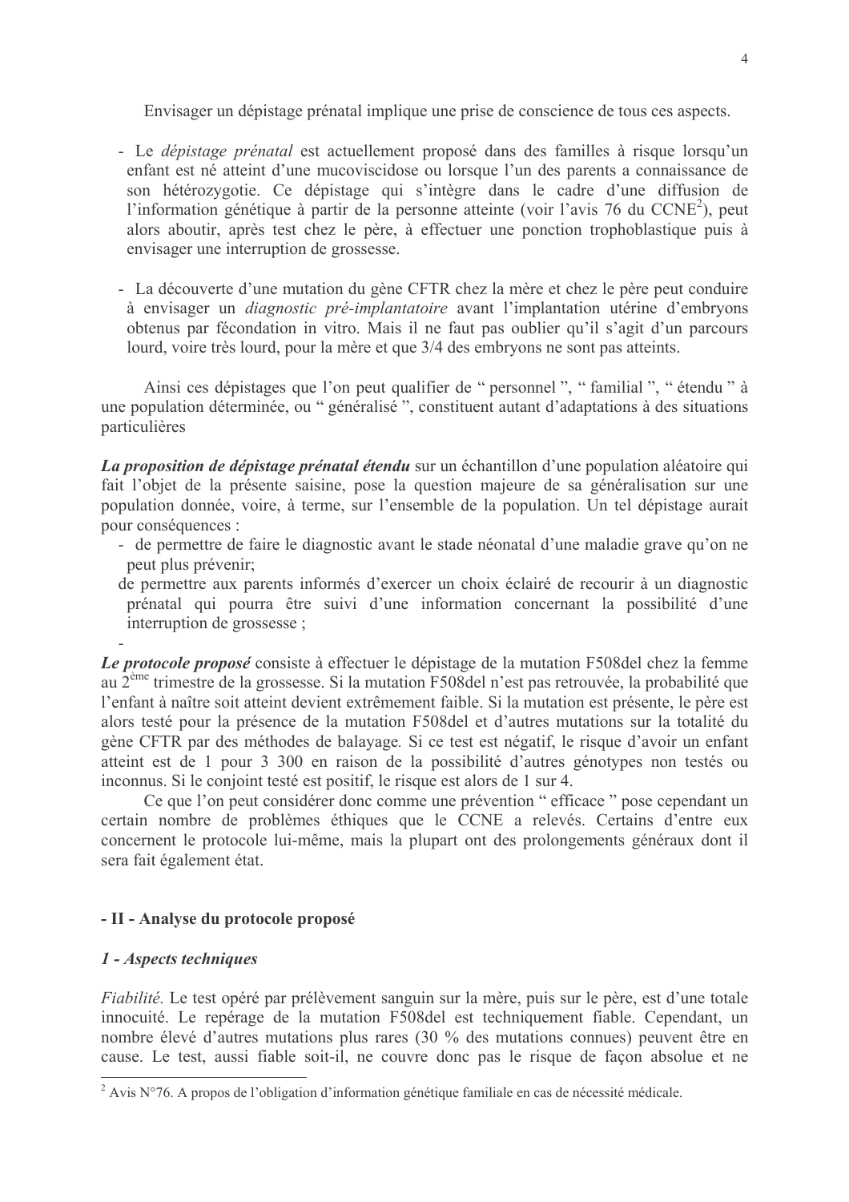Envisager un dépistage prénatal implique une prise de conscience de tous ces aspects.

- Le *dépistage prénatal* est actuellement proposé dans des familles à risque lorsqu'un enfant est né atteint d'une mucoviscidose ou lorsque l'un des parents a connaissance de son hétérozygotie. Ce dépistage qui s'intègre dans le cadre d'une diffusion de l'information génétique à partir de la personne atteinte (voir l'avis 76 du CCNE[2]), peut alors aboutir, après test chez le père, à effectuer une ponction trophoblastique puis à envisager une interruption de grossesse.

- La découverte d'une mutation du gène CFTR chez la mère et chez le père peut conduire à envisager un *diagnostic pré-implantatoire* avant l'implantation utérine d'embryons obtenus par fécondation in vitro. Mais il ne faut pas oublier qu'il s'agit d'un parcours lourd, voire très lourd, pour la mère et que 3/4 des embryons ne sont pas atteints.

Ainsi ces dépistages que l'on peut qualifier de " personnel ", " familial ", " étendu " à une population déterminée, ou " généralisé ", constituent autant d'adaptations à des situations particulières

***La proposition de dépistage prénatal étendu*** sur un échantillon d'une population aléatoire qui fait l'objet de la présente saisine, pose la question majeure de sa généralisation sur une population donnée, voire, à terme, sur l'ensemble de la population. Un tel dépistage aurait pour conséquences :

- de permettre de faire le diagnostic avant le stade néonatal d'une maladie grave qu'on ne peut plus prévenir;
- de permettre aux parents informés d'exercer un choix éclairé de recourir à un diagnostic prénatal qui pourra être suivi d'une information concernant la possibilité d'une interruption de grossesse ;
-

***Le protocole proposé*** consiste à effectuer le dépistage de la mutation F508del chez la femme au 2ème trimestre de la grossesse. Si la mutation F508del n'est pas retrouvée, la probabilité que l'enfant à naître soit atteint devient extrêmement faible. Si la mutation est présente, le père est alors testé pour la présence de la mutation F508del et d'autres mutations sur la totalité du gène CFTR par des méthodes de balayage. Si ce test est négatif, le risque d'avoir un enfant atteint est de 1 pour 3 300 en raison de la possibilité d'autres génotypes non testés ou inconnus. Si le conjoint testé est positif, le risque est alors de 1 sur 4.

Ce que l'on peut considérer donc comme une prévention " efficace " pose cependant un certain nombre de problèmes éthiques que le CCNE a relevés. Certains d'entre eux concernent le protocole lui-même, mais la plupart ont des prolongements généraux dont il sera fait également état.

## - II - Analyse du protocole proposé

### *1 - Aspects techniques*

*Fiabilité.* Le test opéré par prélèvement sanguin sur la mère, puis sur le père, est d'une totale innocuité. Le repérage de la mutation F508del est techniquement fiable. Cependant, un nombre élevé d'autres mutations plus rares (30 % des mutations connues) peuvent être en cause. Le test, aussi fiable soit-il, ne couvre donc pas le risque de façon absolue et ne

---

[2] Avis N°76. A propos de l'obligation d'information génétique familiale en cas de nécessité médicale.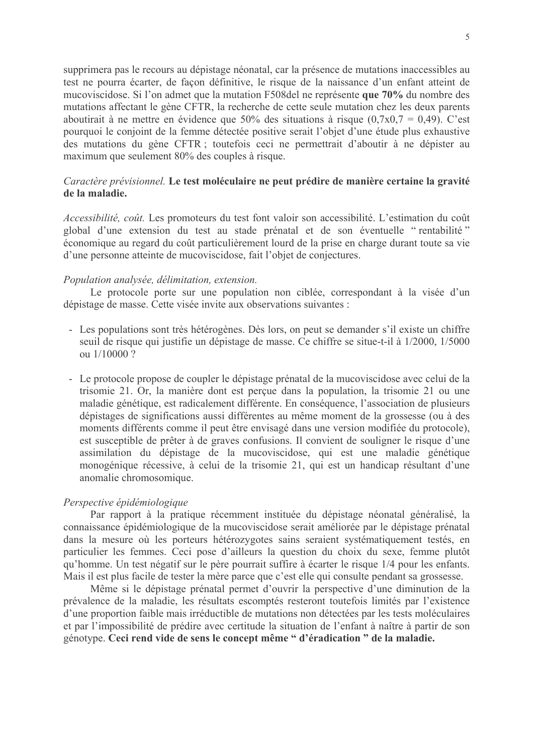supprimera pas le recours au dépistage néonatal, car la présence de mutations inaccessibles au test ne pourra écarter, de façon définitive, le risque de la naissance d'un enfant atteint de mucoviscidose. Si l'on admet que la mutation F508del ne représente **que 70%** du nombre des mutations affectant le gène CFTR, la recherche de cette seule mutation chez les deux parents aboutirait à ne mettre en évidence que 50% des situations à risque (0,7x0,7 = 0,49). C'est pourquoi le conjoint de la femme détectée positive serait l'objet d'une étude plus exhaustive des mutations du gène CFTR ; toutefois ceci ne permettrait d'aboutir à ne dépister au maximum que seulement 80% des couples à risque.

*Caractère prévisionnel.* **Le test moléculaire ne peut prédire de manière certaine la gravité de la maladie.**

*Accessibilité, coût.* Les promoteurs du test font valoir son accessibilité. L'estimation du coût global d'une extension du test au stade prénatal et de son éventuelle " rentabilité " économique au regard du coût particulièrement lourd de la prise en charge durant toute sa vie d'une personne atteinte de mucoviscidose, fait l'objet de conjectures.

*Population analysée, délimitation, extension.*

Le protocole porte sur une population non ciblée, correspondant à la visée d'un dépistage de masse. Cette visée invite aux observations suivantes :

- Les populations sont très hétérogènes. Dès lors, on peut se demander s'il existe un chiffre seuil de risque qui justifie un dépistage de masse. Ce chiffre se situe-t-il à 1/2000, 1/5000 ou 1/10000 ?

- Le protocole propose de coupler le dépistage prénatal de la mucoviscidose avec celui de la trisomie 21. Or, la manière dont est perçue dans la population, la trisomie 21 ou une maladie génétique, est radicalement différente. En conséquence, l'association de plusieurs dépistages de significations aussi différentes au même moment de la grossesse (ou à des moments différents comme il peut être envisagé dans une version modifiée du protocole), est susceptible de prêter à de graves confusions. Il convient de souligner le risque d'une assimilation du dépistage de la mucoviscidose, qui est une maladie génétique monogénique récessive, à celui de la trisomie 21, qui est un handicap résultant d'une anomalie chromosomique.

*Perspective épidémiologique*

Par rapport à la pratique récemment instituée du dépistage néonatal généralisé, la connaissance épidémiologique de la mucoviscidose serait améliorée par le dépistage prénatal dans la mesure où les porteurs hétérozygotes sains seraient systématiquement testés, en particulier les femmes. Ceci pose d'ailleurs la question du choix du sexe, femme plutôt qu'homme. Un test négatif sur le père pourrait suffire à écarter le risque 1/4 pour les enfants. Mais il est plus facile de tester la mère parce que c'est elle qui consulte pendant sa grossesse.

Même si le dépistage prénatal permet d'ouvrir la perspective d'une diminution de la prévalence de la maladie, les résultats escomptés resteront toutefois limités par l'existence d'une proportion faible mais irréductible de mutations non détectées par les tests moléculaires et par l'impossibilité de prédire avec certitude la situation de l'enfant à naître à partir de son génotype. **Ceci rend vide de sens le concept même " d'éradication " de la maladie.**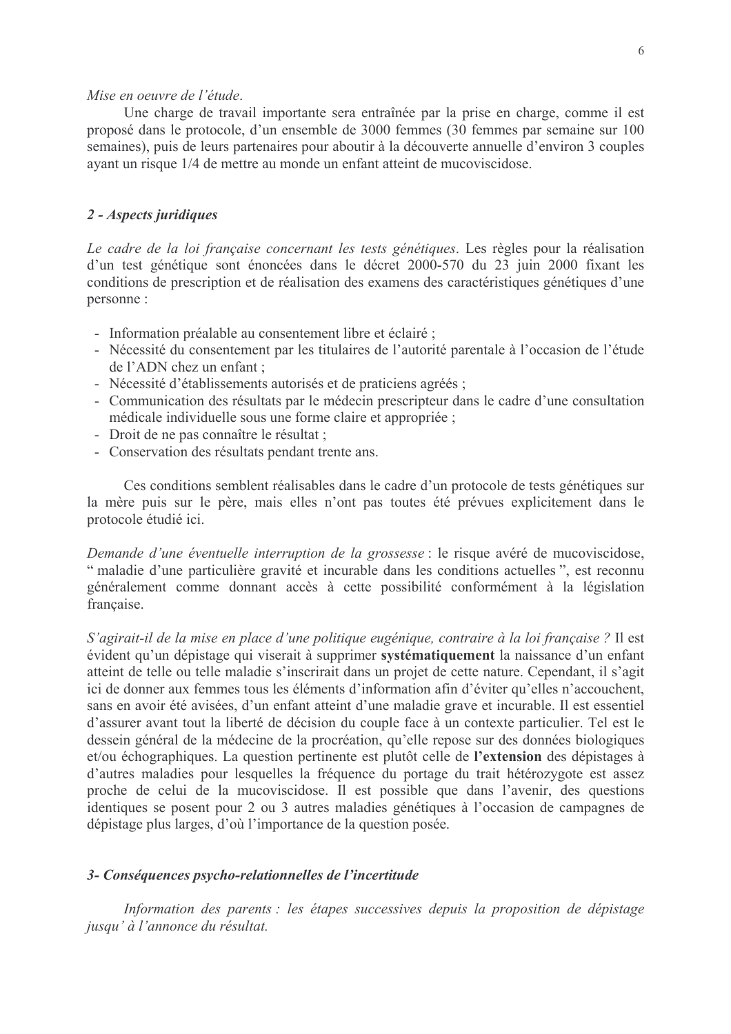*Mise en oeuvre de l'étude.*

Une charge de travail importante sera entraînée par la prise en charge, comme il est proposé dans le protocole, d'un ensemble de 3000 femmes (30 femmes par semaine sur 100 semaines), puis de leurs partenaires pour aboutir à la découverte annuelle d'environ 3 couples ayant un risque 1/4 de mettre au monde un enfant atteint de mucoviscidose.

## *2 - Aspects juridiques*

*Le cadre de la loi française concernant les tests génétiques*. Les règles pour la réalisation d'un test génétique sont énoncées dans le décret 2000-570 du 23 juin 2000 fixant les conditions de prescription et de réalisation des examens des caractéristiques génétiques d'une personne :

- Information préalable au consentement libre et éclairé ;
- Nécessité du consentement par les titulaires de l'autorité parentale à l'occasion de l'étude de l'ADN chez un enfant ;
- Nécessité d'établissements autorisés et de praticiens agréés ;
- Communication des résultats par le médecin prescripteur dans le cadre d'une consultation médicale individuelle sous une forme claire et appropriée ;
- Droit de ne pas connaître le résultat ;
- Conservation des résultats pendant trente ans.

Ces conditions semblent réalisables dans le cadre d'un protocole de tests génétiques sur la mère puis sur le père, mais elles n'ont pas toutes été prévues explicitement dans le protocole étudié ici.

*Demande d'une éventuelle interruption de la grossesse* : le risque avéré de mucoviscidose, " maladie d'une particulière gravité et incurable dans les conditions actuelles ", est reconnu généralement comme donnant accès à cette possibilité conformément à la législation française.

*S'agirait-il de la mise en place d'une politique eugénique, contraire à la loi française ?* Il est évident qu'un dépistage qui viserait à supprimer **systématiquement** la naissance d'un enfant atteint de telle ou telle maladie s'inscrirait dans un projet de cette nature. Cependant, il s'agit ici de donner aux femmes tous les éléments d'information afin d'éviter qu'elles n'accouchent, sans en avoir été avisées, d'un enfant atteint d'une maladie grave et incurable. Il est essentiel d'assurer avant tout la liberté de décision du couple face à un contexte particulier. Tel est le dessein général de la médecine de la procréation, qu'elle repose sur des données biologiques et/ou échographiques. La question pertinente est plutôt celle de **l'extension** des dépistages à d'autres maladies pour lesquelles la fréquence du portage du trait hétérozygote est assez proche de celui de la mucoviscidose. Il est possible que dans l'avenir, des questions identiques se posent pour 2 ou 3 autres maladies génétiques à l'occasion de campagnes de dépistage plus larges, d'où l'importance de la question posée.

## *3- Conséquences psycho-relationnelles de l'incertitude*

*Information des parents : les étapes successives depuis la proposition de dépistage jusqu' à l'annonce du résultat.*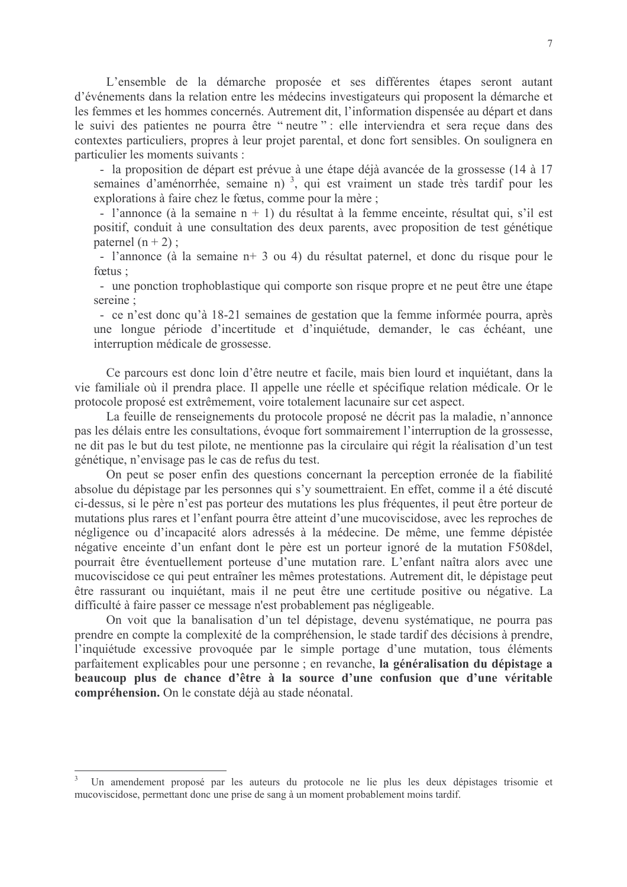L'ensemble de la démarche proposée et ses différentes étapes seront autant d'événements dans la relation entre les médecins investigateurs qui proposent la démarche et les femmes et les hommes concernés. Autrement dit, l'information dispensée au départ et dans le suivi des patientes ne pourra être " neutre " : elle interviendra et sera reçue dans des contextes particuliers, propres à leur projet parental, et donc fort sensibles. On soulignera en particulier les moments suivants :

- la proposition de départ est prévue à une étape déjà avancée de la grossesse (14 à 17 semaines d'aménorrhée, semaine n) [3], qui est vraiment un stade très tardif pour les explorations à faire chez le fœtus, comme pour la mère ;
- l'annonce (à la semaine n + 1) du résultat à la femme enceinte, résultat qui, s'il est positif, conduit à une consultation des deux parents, avec proposition de test génétique paternel (n + 2) ;
- l'annonce (à la semaine n+ 3 ou 4) du résultat paternel, et donc du risque pour le fœtus ;
- une ponction trophoblastique qui comporte son risque propre et ne peut être une étape sereine ;
- ce n'est donc qu'à 18-21 semaines de gestation que la femme informée pourra, après une longue période d'incertitude et d'inquiétude, demander, le cas échéant, une interruption médicale de grossesse.

Ce parcours est donc loin d'être neutre et facile, mais bien lourd et inquiétant, dans la vie familiale où il prendra place. Il appelle une réelle et spécifique relation médicale. Or le protocole proposé est extrêmement, voire totalement lacunaire sur cet aspect.

La feuille de renseignements du protocole proposé ne décrit pas la maladie, n'annonce pas les délais entre les consultations, évoque fort sommairement l'interruption de la grossesse, ne dit pas le but du test pilote, ne mentionne pas la circulaire qui régit la réalisation d'un test génétique, n'envisage pas le cas de refus du test.

On peut se poser enfin des questions concernant la perception erronée de la fiabilité absolue du dépistage par les personnes qui s'y soumettraient. En effet, comme il a été discuté ci-dessus, si le père n'est pas porteur des mutations les plus fréquentes, il peut être porteur de mutations plus rares et l'enfant pourra être atteint d'une mucoviscidose, avec les reproches de négligence ou d'incapacité alors adressés à la médecine. De même, une femme dépistée négative enceinte d'un enfant dont le père est un porteur ignoré de la mutation F508del, pourrait être éventuellement porteuse d'une mutation rare. L'enfant naîtra alors avec une mucoviscidose ce qui peut entraîner les mêmes protestations. Autrement dit, le dépistage peut être rassurant ou inquiétant, mais il ne peut être une certitude positive ou négative. La difficulté à faire passer ce message n'est probablement pas négligeable.

On voit que la banalisation d'un tel dépistage, devenu systématique, ne pourra pas prendre en compte la complexité de la compréhension, le stade tardif des décisions à prendre, l'inquiétude excessive provoquée par le simple portage d'une mutation, tous éléments parfaitement explicables pour une personne ; en revanche, **la généralisation du dépistage a beaucoup plus de chance d'être à la source d'une confusion que d'une véritable compréhension.** On le constate déjà au stade néonatal.

---

[3] Un amendement proposé par les auteurs du protocole ne lie plus les deux dépistages trisomie et mucoviscidose, permettant donc une prise de sang à un moment probablement moins tardif.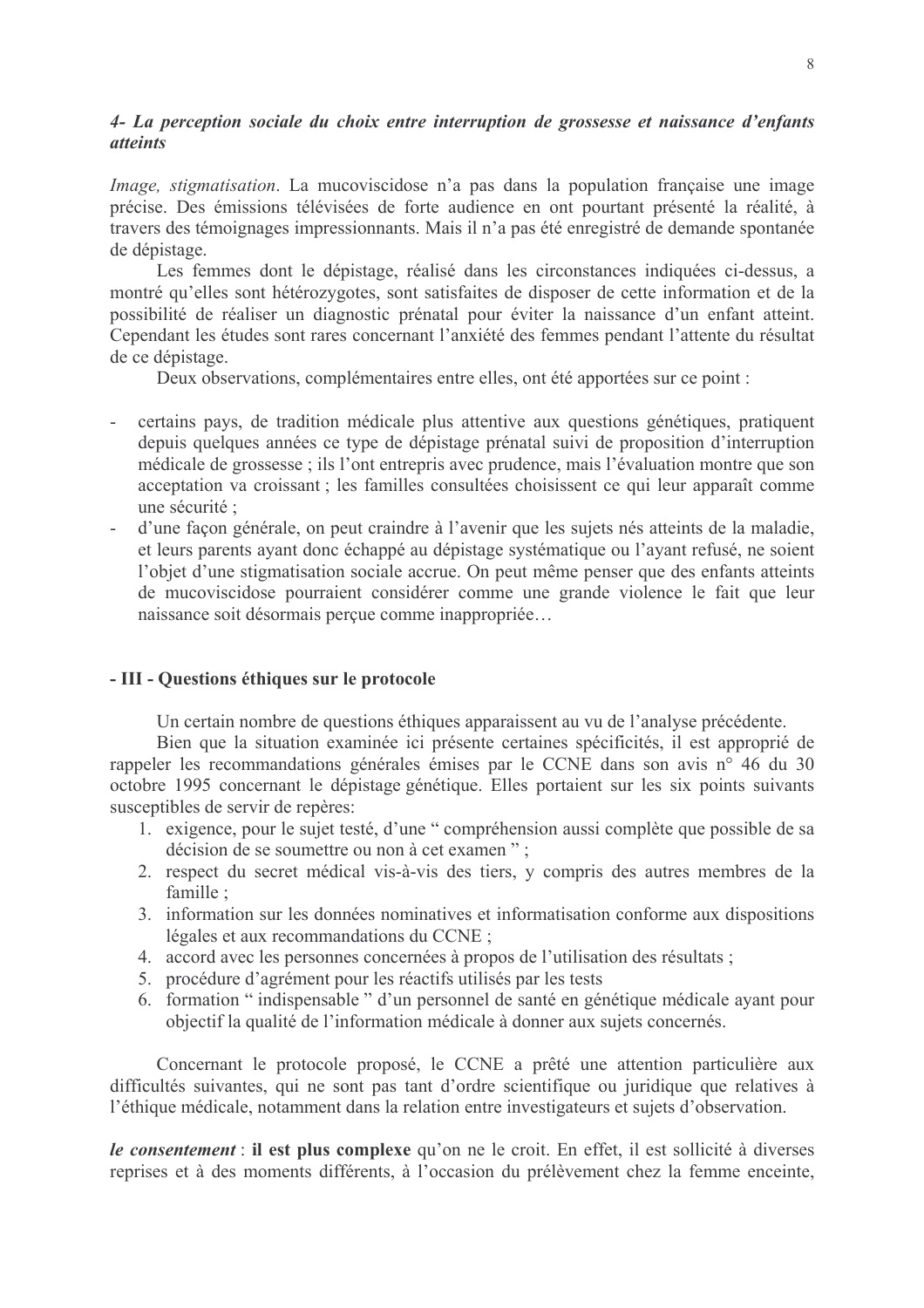### *4- La perception sociale du choix entre interruption de grossesse et naissance d'enfants atteints*

*Image, stigmatisation*. La mucoviscidose n'a pas dans la population française une image précise. Des émissions télévisées de forte audience en ont pourtant présenté la réalité, à travers des témoignages impressionnants. Mais il n'a pas été enregistré de demande spontanée de dépistage.

Les femmes dont le dépistage, réalisé dans les circonstances indiquées ci-dessus, a montré qu'elles sont hétérozygotes, sont satisfaites de disposer de cette information et de la possibilité de réaliser un diagnostic prénatal pour éviter la naissance d'un enfant atteint. Cependant les études sont rares concernant l'anxiété des femmes pendant l'attente du résultat de ce dépistage.

Deux observations, complémentaires entre elles, ont été apportées sur ce point :

- certains pays, de tradition médicale plus attentive aux questions génétiques, pratiquent depuis quelques années ce type de dépistage prénatal suivi de proposition d'interruption médicale de grossesse ; ils l'ont entrepris avec prudence, mais l'évaluation montre que son acceptation va croissant ; les familles consultées choisissent ce qui leur apparaît comme une sécurité ;
- d'une façon générale, on peut craindre à l'avenir que les sujets nés atteints de la maladie, et leurs parents ayant donc échappé au dépistage systématique ou l'ayant refusé, ne soient l'objet d'une stigmatisation sociale accrue. On peut même penser que des enfants atteints de mucoviscidose pourraient considérer comme une grande violence le fait que leur naissance soit désormais perçue comme inappropriée…

## - III - Questions éthiques sur le protocole

Un certain nombre de questions éthiques apparaissent au vu de l'analyse précédente.

Bien que la situation examinée ici présente certaines spécificités, il est approprié de rappeler les recommandations générales émises par le CCNE dans son avis n° 46 du 30 octobre 1995 concernant le dépistage génétique. Elles portaient sur les six points suivants susceptibles de servir de repères:

1. exigence, pour le sujet testé, d'une " compréhension aussi complète que possible de sa décision de se soumettre ou non à cet examen " ;
2. respect du secret médical vis-à-vis des tiers, y compris des autres membres de la famille ;
3. information sur les données nominatives et informatisation conforme aux dispositions légales et aux recommandations du CCNE ;
4. accord avec les personnes concernées à propos de l'utilisation des résultats ;
5. procédure d'agrément pour les réactifs utilisés par les tests
6. formation " indispensable " d'un personnel de santé en génétique médicale ayant pour objectif la qualité de l'information médicale à donner aux sujets concernés.

Concernant le protocole proposé, le CCNE a prêté une attention particulière aux difficultés suivantes, qui ne sont pas tant d'ordre scientifique ou juridique que relatives à l'éthique médicale, notamment dans la relation entre investigateurs et sujets d'observation.

***le consentement*** : **il est plus complexe** qu'on ne le croit. En effet, il est sollicité à diverses reprises et à des moments différents, à l'occasion du prélèvement chez la femme enceinte,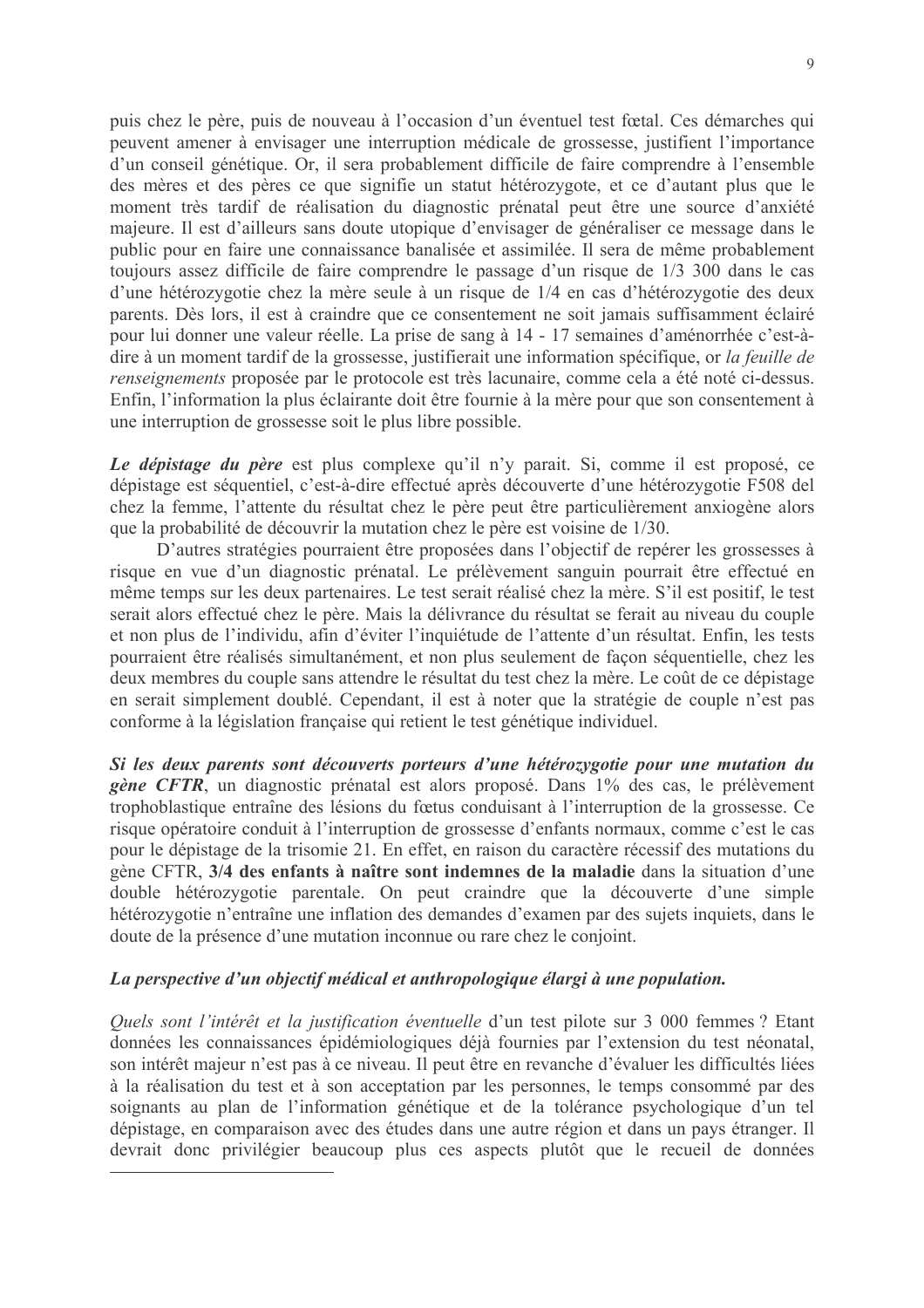puis chez le père, puis de nouveau à l'occasion d'un éventuel test fœtal. Ces démarches qui peuvent amener à envisager une interruption médicale de grossesse, justifient l'importance d'un conseil génétique. Or, il sera probablement difficile de faire comprendre à l'ensemble des mères et des pères ce que signifie un statut hétérozygote, et ce d'autant plus que le moment très tardif de réalisation du diagnostic prénatal peut être une source d'anxiété majeure. Il est d'ailleurs sans doute utopique d'envisager de généraliser ce message dans le public pour en faire une connaissance banalisée et assimilée. Il sera de même probablement toujours assez difficile de faire comprendre le passage d'un risque de 1/3 300 dans le cas d'une hétérozygotie chez la mère seule à un risque de 1/4 en cas d'hétérozygotie des deux parents. Dès lors, il est à craindre que ce consentement ne soit jamais suffisamment éclairé pour lui donner une valeur réelle. La prise de sang à 14 - 17 semaines d'aménorrhée c'est-à-dire à un moment tardif de la grossesse, justifierait une information spécifique, or *la feuille de renseignements* proposée par le protocole est très lacunaire, comme cela a été noté ci-dessus. Enfin, l'information la plus éclairante doit être fournie à la mère pour que son consentement à une interruption de grossesse soit le plus libre possible.

***Le dépistage du père*** est plus complexe qu'il n'y parait. Si, comme il est proposé, ce dépistage est séquentiel, c'est-à-dire effectué après découverte d'une hétérozygotie F508 del chez la femme, l'attente du résultat chez le père peut être particulièrement anxiogène alors que la probabilité de découvrir la mutation chez le père est voisine de 1/30.

D'autres stratégies pourraient être proposées dans l'objectif de repérer les grossesses à risque en vue d'un diagnostic prénatal. Le prélèvement sanguin pourrait être effectué en même temps sur les deux partenaires. Le test serait réalisé chez la mère. S'il est positif, le test serait alors effectué chez le père. Mais la délivrance du résultat se ferait au niveau du couple et non plus de l'individu, afin d'éviter l'inquiétude de l'attente d'un résultat. Enfin, les tests pourraient être réalisés simultanément, et non plus seulement de façon séquentielle, chez les deux membres du couple sans attendre le résultat du test chez la mère. Le coût de ce dépistage en serait simplement doublé. Cependant, il est à noter que la stratégie de couple n'est pas conforme à la législation française qui retient le test génétique individuel.

***Si les deux parents sont découverts porteurs d'une hétérozygotie pour une mutation du gène CFTR***, un diagnostic prénatal est alors proposé. Dans 1% des cas, le prélèvement trophoblastique entraîne des lésions du fœtus conduisant à l'interruption de la grossesse. Ce risque opératoire conduit à l'interruption de grossesse d'enfants normaux, comme c'est le cas pour le dépistage de la trisomie 21. En effet, en raison du caractère récessif des mutations du gène CFTR, **3/4 des enfants à naître sont indemnes de la maladie** dans la situation d'une double hétérozygotie parentale. On peut craindre que la découverte d'une simple hétérozygotie n'entraîne une inflation des demandes d'examen par des sujets inquiets, dans le doute de la présence d'une mutation inconnue ou rare chez le conjoint.

***La perspective d'un objectif médical et anthropologique élargi à une population.***

*Quels sont l'intérêt et la justification éventuelle* d'un test pilote sur 3 000 femmes ? Etant données les connaissances épidémiologiques déjà fournies par l'extension du test néonatal, son intérêt majeur n'est pas à ce niveau. Il peut être en revanche d'évaluer les difficultés liées à la réalisation du test et à son acceptation par les personnes, le temps consommé par des soignants au plan de l'information génétique et de la tolérance psychologique d'un tel dépistage, en comparaison avec des études dans une autre région et dans un pays étranger. Il devrait donc privilégier beaucoup plus ces aspects plutôt que le recueil de données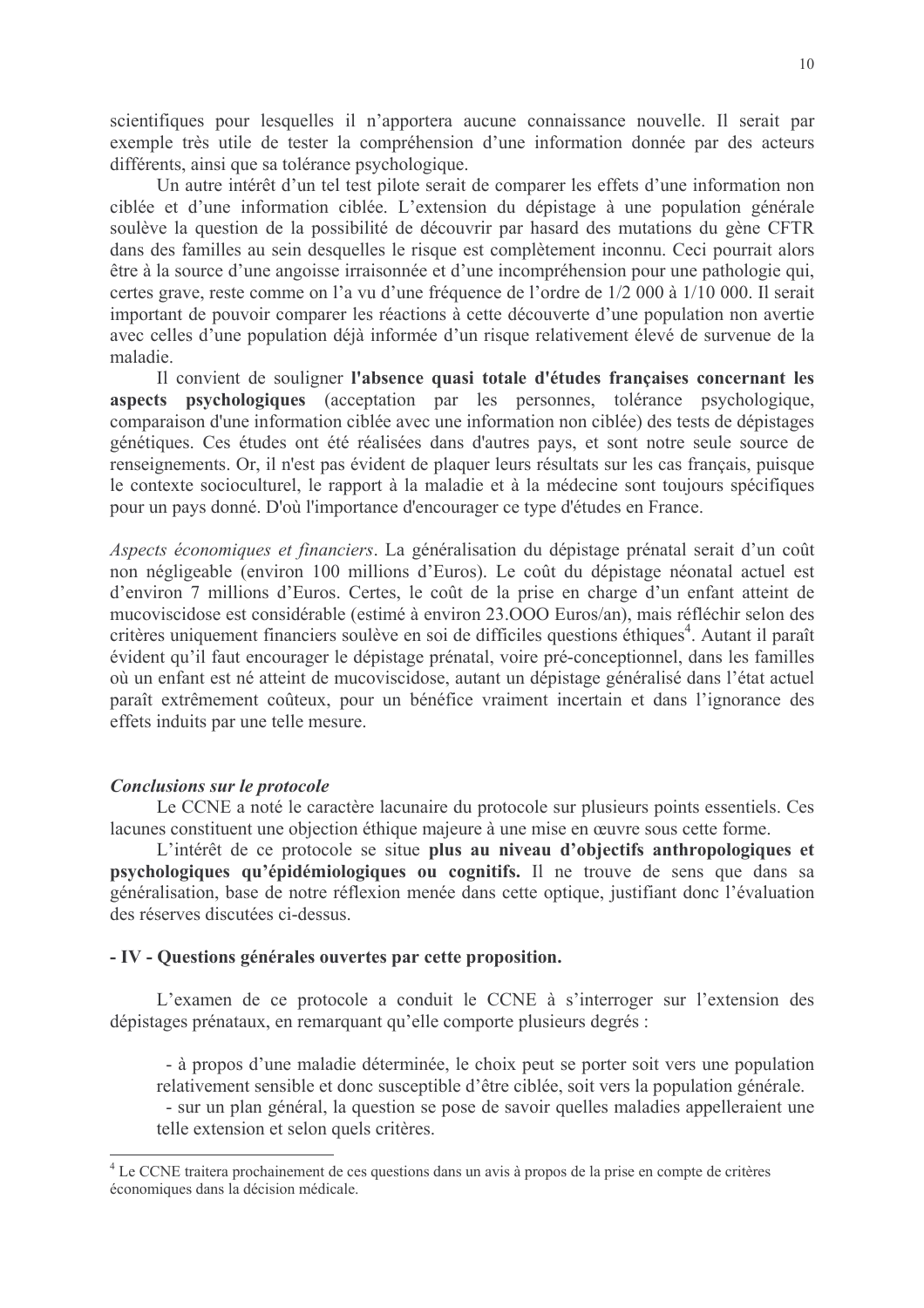scientifiques pour lesquelles il n'apportera aucune connaissance nouvelle. Il serait par exemple très utile de tester la compréhension d'une information donnée par des acteurs différents, ainsi que sa tolérance psychologique.

Un autre intérêt d'un tel test pilote serait de comparer les effets d'une information non ciblée et d'une information ciblée. L'extension du dépistage à une population générale soulève la question de la possibilité de découvrir par hasard des mutations du gène CFTR dans des familles au sein desquelles le risque est complètement inconnu. Ceci pourrait alors être à la source d'une angoisse irraisonnée et d'une incompréhension pour une pathologie qui, certes grave, reste comme on l'a vu d'une fréquence de l'ordre de 1/2 000 à 1/10 000. Il serait important de pouvoir comparer les réactions à cette découverte d'une population non avertie avec celles d'une population déjà informée d'un risque relativement élevé de survenue de la maladie.

Il convient de souligner **l'absence quasi totale d'études françaises concernant les aspects psychologiques** (acceptation par les personnes, tolérance psychologique, comparaison d'une information ciblée avec une information non ciblée) des tests de dépistages génétiques. Ces études ont été réalisées dans d'autres pays, et sont notre seule source de renseignements. Or, il n'est pas évident de plaquer leurs résultats sur les cas français, puisque le contexte socioculturel, le rapport à la maladie et à la médecine sont toujours spécifiques pour un pays donné. D'où l'importance d'encourager ce type d'études en France.

*Aspects économiques et financiers*. La généralisation du dépistage prénatal serait d'un coût non négligeable (environ 100 millions d'Euros). Le coût du dépistage néonatal actuel est d'environ 7 millions d'Euros. Certes, le coût de la prise en charge d'un enfant atteint de mucoviscidose est considérable (estimé à environ 23.OOO Euros/an), mais réfléchir selon des critères uniquement financiers soulève en soi de difficiles questions éthiques[4]. Autant il paraît évident qu'il faut encourager le dépistage prénatal, voire pré-conceptionnel, dans les familles où un enfant est né atteint de mucoviscidose, autant un dépistage généralisé dans l'état actuel paraît extrêmement coûteux, pour un bénéfice vraiment incertain et dans l'ignorance des effets induits par une telle mesure.

***Conclusions sur le protocole***

Le CCNE a noté le caractère lacunaire du protocole sur plusieurs points essentiels. Ces lacunes constituent une objection éthique majeure à une mise en œuvre sous cette forme.

L'intérêt de ce protocole se situe **plus au niveau d'objectifs anthropologiques et psychologiques qu'épidémiologiques ou cognitifs.** Il ne trouve de sens que dans sa généralisation, base de notre réflexion menée dans cette optique, justifiant donc l'évaluation des réserves discutées ci-dessus.

**- IV - Questions générales ouvertes par cette proposition.**

L'examen de ce protocole a conduit le CCNE à s'interroger sur l'extension des dépistages prénataux, en remarquant qu'elle comporte plusieurs degrés :

- à propos d'une maladie déterminée, le choix peut se porter soit vers une population relativement sensible et donc susceptible d'être ciblée, soit vers la population générale.
- sur un plan général, la question se pose de savoir quelles maladies appelleraient une telle extension et selon quels critères.

---

[4] Le CCNE traitera prochainement de ces questions dans un avis à propos de la prise en compte de critères économiques dans la décision médicale.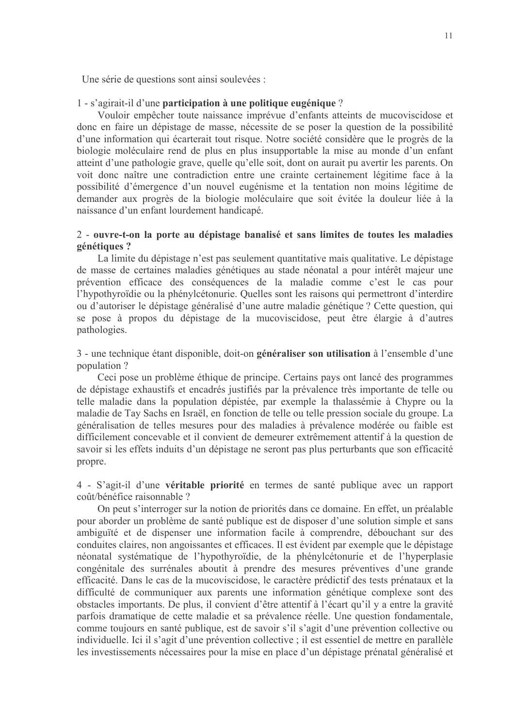Une série de questions sont ainsi soulevées :

1 - s'agirait-il d'une **participation à une politique eugénique** ?

Vouloir empêcher toute naissance imprévue d'enfants atteints de mucoviscidose et donc en faire un dépistage de masse, nécessite de se poser la question de la possibilité d'une information qui écarterait tout risque. Notre société considère que le progrès de la biologie moléculaire rend de plus en plus insupportable la mise au monde d'un enfant atteint d'une pathologie grave, quelle qu'elle soit, dont on aurait pu avertir les parents. On voit donc naître une contradiction entre une crainte certainement légitime face à la possibilité d'émergence d'un nouvel eugénisme et la tentation non moins légitime de demander aux progrès de la biologie moléculaire que soit évitée la douleur liée à la naissance d'un enfant lourdement handicapé.

2 - **ouvre-t-on la porte au dépistage banalisé et sans limites de toutes les maladies génétiques ?**

La limite du dépistage n'est pas seulement quantitative mais qualitative. Le dépistage de masse de certaines maladies génétiques au stade néonatal a pour intérêt majeur une prévention efficace des conséquences de la maladie comme c'est le cas pour l'hypothyroïdie ou la phénylcétonurie. Quelles sont les raisons qui permettront d'interdire ou d'autoriser le dépistage généralisé d'une autre maladie génétique ? Cette question, qui se pose à propos du dépistage de la mucoviscidose, peut être élargie à d'autres pathologies.

3 - une technique étant disponible, doit-on **généraliser son utilisation** à l'ensemble d'une population ?

Ceci pose un problème éthique de principe. Certains pays ont lancé des programmes de dépistage exhaustifs et encadrés justifiés par la prévalence très importante de telle ou telle maladie dans la population dépistée, par exemple la thalassémie à Chypre ou la maladie de Tay Sachs en Israël, en fonction de telle ou telle pression sociale du groupe. La généralisation de telles mesures pour des maladies à prévalence modérée ou faible est difficilement concevable et il convient de demeurer extrêmement attentif à la question de savoir si les effets induits d'un dépistage ne seront pas plus perturbants que son efficacité propre.

4 - S'agit-il d'une **véritable priorité** en termes de santé publique avec un rapport coût/bénéfice raisonnable ?

On peut s'interroger sur la notion de priorités dans ce domaine. En effet, un préalable pour aborder un problème de santé publique est de disposer d'une solution simple et sans ambiguïté et de dispenser une information facile à comprendre, débouchant sur des conduites claires, non angoissantes et efficaces. Il est évident par exemple que le dépistage néonatal systématique de l'hypothyroïdie, de la phénylcétonurie et de l'hyperplasie congénitale des surrénales aboutit à prendre des mesures préventives d'une grande efficacité. Dans le cas de la mucoviscidose, le caractère prédictif des tests prénataux et la difficulté de communiquer aux parents une information génétique complexe sont des obstacles importants. De plus, il convient d'être attentif à l'écart qu'il y a entre la gravité parfois dramatique de cette maladie et sa prévalence réelle. Une question fondamentale, comme toujours en santé publique, est de savoir s'il s'agit d'une prévention collective ou individuelle. Ici il s'agit d'une prévention collective ; il est essentiel de mettre en parallèle les investissements nécessaires pour la mise en place d'un dépistage prénatal généralisé et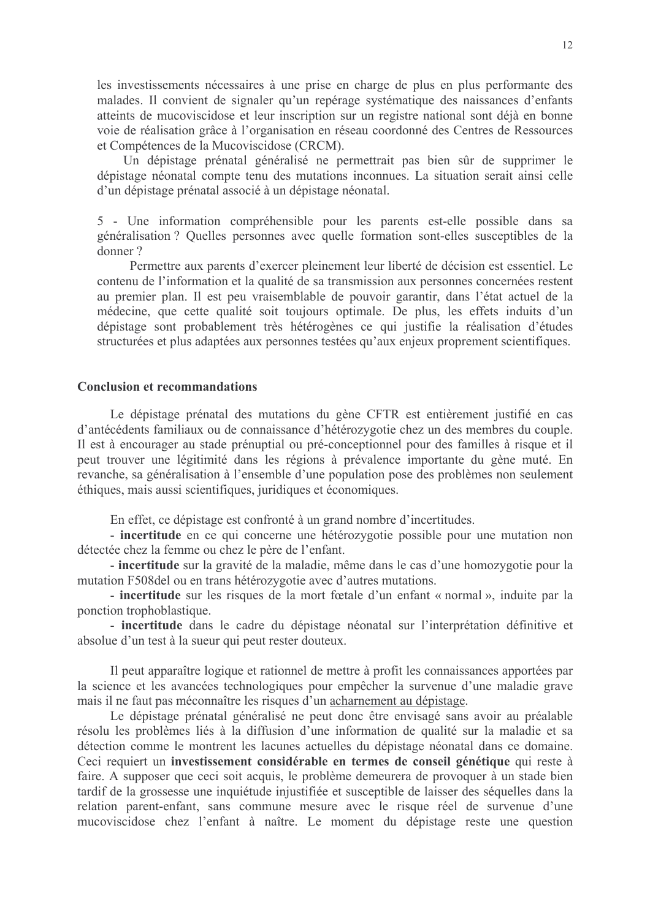les investissements nécessaires à une prise en charge de plus en plus performante des malades. Il convient de signaler qu'un repérage systématique des naissances d'enfants atteints de mucoviscidose et leur inscription sur un registre national sont déjà en bonne voie de réalisation grâce à l'organisation en réseau coordonné des Centres de Ressources et Compétences de la Mucoviscidose (CRCM).

Un dépistage prénatal généralisé ne permettrait pas bien sûr de supprimer le dépistage néonatal compte tenu des mutations inconnues. La situation serait ainsi celle d'un dépistage prénatal associé à un dépistage néonatal.

5 - Une information compréhensible pour les parents est-elle possible dans sa généralisation ? Quelles personnes avec quelle formation sont-elles susceptibles de la donner ?

Permettre aux parents d'exercer pleinement leur liberté de décision est essentiel. Le contenu de l'information et la qualité de sa transmission aux personnes concernées restent au premier plan. Il est peu vraisemblable de pouvoir garantir, dans l'état actuel de la médecine, que cette qualité soit toujours optimale. De plus, les effets induits d'un dépistage sont probablement très hétérogènes ce qui justifie la réalisation d'études structurées et plus adaptées aux personnes testées qu'aux enjeux proprement scientifiques.

**Conclusion et recommandations**

Le dépistage prénatal des mutations du gène CFTR est entièrement justifié en cas d'antécédents familiaux ou de connaissance d'hétérozygotie chez un des membres du couple. Il est à encourager au stade prénuptial ou pré-conceptionnel pour des familles à risque et il peut trouver une légitimité dans les régions à prévalence importante du gène muté. En revanche, sa généralisation à l'ensemble d'une population pose des problèmes non seulement éthiques, mais aussi scientifiques, juridiques et économiques.

En effet, ce dépistage est confronté à un grand nombre d'incertitudes.

- **incertitude** en ce qui concerne une hétérozygotie possible pour une mutation non détectée chez la femme ou chez le père de l'enfant.
- **incertitude** sur la gravité de la maladie, même dans le cas d'une homozygotie pour la mutation F508del ou en trans hétérozygotie avec d'autres mutations.
- **incertitude** sur les risques de la mort fœtale d'un enfant « normal », induite par la ponction trophoblastique.
- **incertitude** dans le cadre du dépistage néonatal sur l'interprétation définitive et absolue d'un test à la sueur qui peut rester douteux.

Il peut apparaître logique et rationnel de mettre à profit les connaissances apportées par la science et les avancées technologiques pour empêcher la survenue d'une maladie grave mais il ne faut pas méconnaître les risques d'un acharnement au dépistage.

Le dépistage prénatal généralisé ne peut donc être envisagé sans avoir au préalable résolu les problèmes liés à la diffusion d'une information de qualité sur la maladie et sa détection comme le montrent les lacunes actuelles du dépistage néonatal dans ce domaine. Ceci requiert un **investissement considérable en termes de conseil génétique** qui reste à faire. A supposer que ceci soit acquis, le problème demeurera de provoquer à un stade bien tardif de la grossesse une inquiétude injustifiée et susceptible de laisser des séquelles dans la relation parent-enfant, sans commune mesure avec le risque réel de survenue d'une mucoviscidose chez l'enfant à naître. Le moment du dépistage reste une question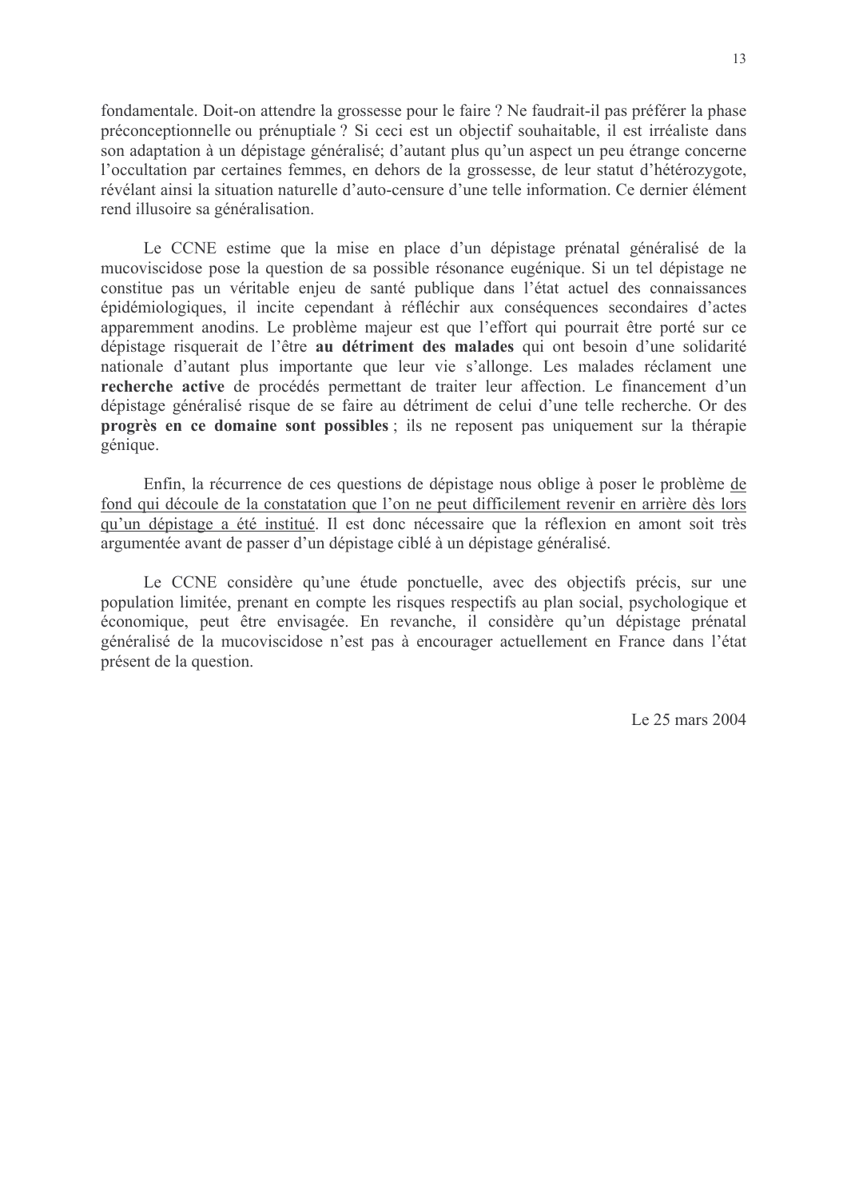fondamentale. Doit-on attendre la grossesse pour le faire ? Ne faudrait-il pas préférer la phase préconceptionnelle ou prénuptiale ? Si ceci est un objectif souhaitable, il est irréaliste dans son adaptation à un dépistage généralisé; d'autant plus qu'un aspect un peu étrange concerne l'occultation par certaines femmes, en dehors de la grossesse, de leur statut d'hétérozygote, révélant ainsi la situation naturelle d'auto-censure d'une telle information. Ce dernier élément rend illusoire sa généralisation.

Le CCNE estime que la mise en place d'un dépistage prénatal généralisé de la mucoviscidose pose la question de sa possible résonance eugénique. Si un tel dépistage ne constitue pas un véritable enjeu de santé publique dans l'état actuel des connaissances épidémiologiques, il incite cependant à réfléchir aux conséquences secondaires d'actes apparemment anodins. Le problème majeur est que l'effort qui pourrait être porté sur ce dépistage risquerait de l'être **au détriment des malades** qui ont besoin d'une solidarité nationale d'autant plus importante que leur vie s'allonge. Les malades réclament une **recherche active** de procédés permettant de traiter leur affection. Le financement d'un dépistage généralisé risque de se faire au détriment de celui d'une telle recherche. Or des **progrès en ce domaine sont possibles** ; ils ne reposent pas uniquement sur la thérapie génique.

Enfin, la récurrence de ces questions de dépistage nous oblige à poser le problème de fond qui découle de la constatation que l'on ne peut difficilement revenir en arrière dès lors qu'un dépistage a été institué. Il est donc nécessaire que la réflexion en amont soit très argumentée avant de passer d'un dépistage ciblé à un dépistage généralisé.

Le CCNE considère qu'une étude ponctuelle, avec des objectifs précis, sur une population limitée, prenant en compte les risques respectifs au plan social, psychologique et économique, peut être envisagée. En revanche, il considère qu'un dépistage prénatal généralisé de la mucoviscidose n'est pas à encourager actuellement en France dans l'état présent de la question.

Le 25 mars 2004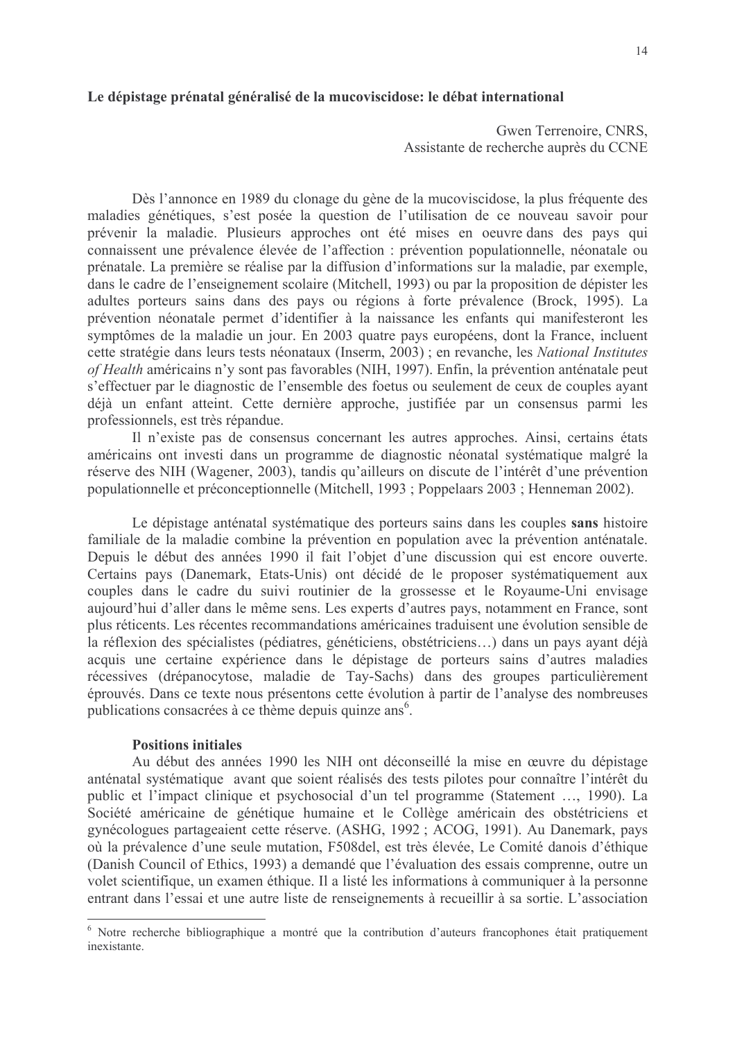**Le dépistage prénatal généralisé de la mucoviscidose: le débat international**

Gwen Terrenoire, CNRS,
Assistante de recherche auprès du CCNE

Dès l'annonce en 1989 du clonage du gène de la mucoviscidose, la plus fréquente des maladies génétiques, s'est posée la question de l'utilisation de ce nouveau savoir pour prévenir la maladie. Plusieurs approches ont été mises en oeuvre dans des pays qui connaissent une prévalence élevée de l'affection : prévention populationnelle, néonatale ou prénatale. La première se réalise par la diffusion d'informations sur la maladie, par exemple, dans le cadre de l'enseignement scolaire (Mitchell, 1993) ou par la proposition de dépister les adultes porteurs sains dans des pays ou régions à forte prévalence (Brock, 1995). La prévention néonatale permet d'identifier à la naissance les enfants qui manifesteront les symptômes de la maladie un jour. En 2003 quatre pays européens, dont la France, incluent cette stratégie dans leurs tests néonataux (Inserm, 2003) ; en revanche, les *National Institutes of Health* américains n'y sont pas favorables (NIH, 1997). Enfin, la prévention anténatale peut s'effectuer par le diagnostic de l'ensemble des foetus ou seulement de ceux de couples ayant déjà un enfant atteint. Cette dernière approche, justifiée par un consensus parmi les professionnels, est très répandue.

Il n'existe pas de consensus concernant les autres approches. Ainsi, certains états américains ont investi dans un programme de diagnostic néonatal systématique malgré la réserve des NIH (Wagener, 2003), tandis qu'ailleurs on discute de l'intérêt d'une prévention populationnelle et préconceptionnelle (Mitchell, 1993 ; Poppelaars 2003 ; Henneman 2002).

Le dépistage anténatal systématique des porteurs sains dans les couples **sans** histoire familiale de la maladie combine la prévention en population avec la prévention anténatale. Depuis le début des années 1990 il fait l'objet d'une discussion qui est encore ouverte. Certains pays (Danemark, Etats-Unis) ont décidé de le proposer systématiquement aux couples dans le cadre du suivi routinier de la grossesse et le Royaume-Uni envisage aujourd'hui d'aller dans le même sens. Les experts d'autres pays, notamment en France, sont plus réticents. Les récentes recommandations américaines traduisent une évolution sensible de la réflexion des spécialistes (pédiatres, généticiens, obstétriciens…) dans un pays ayant déjà acquis une certaine expérience dans le dépistage de porteurs sains d'autres maladies récessives (drépanocytose, maladie de Tay-Sachs) dans des groupes particulièrement éprouvés. Dans ce texte nous présentons cette évolution à partir de l'analyse des nombreuses publications consacrées à ce thème depuis quinze ans[6].

**Positions initiales**

Au début des années 1990 les NIH ont déconseillé la mise en œuvre du dépistage anténatal systématique avant que soient réalisés des tests pilotes pour connaître l'intérêt du public et l'impact clinique et psychosocial d'un tel programme (Statement …, 1990). La Société américaine de génétique humaine et le Collège américain des obstétriciens et gynécologues partageaient cette réserve. (ASHG, 1992 ; ACOG, 1991). Au Danemark, pays où la prévalence d'une seule mutation, F508del, est très élevée, Le Comité danois d'éthique (Danish Council of Ethics, 1993) a demandé que l'évaluation des essais comprenne, outre un volet scientifique, un examen éthique. Il a listé les informations à communiquer à la personne entrant dans l'essai et une autre liste de renseignements à recueillir à sa sortie. L'association

[6] Notre recherche bibliographique a montré que la contribution d'auteurs francophones était pratiquement inexistante.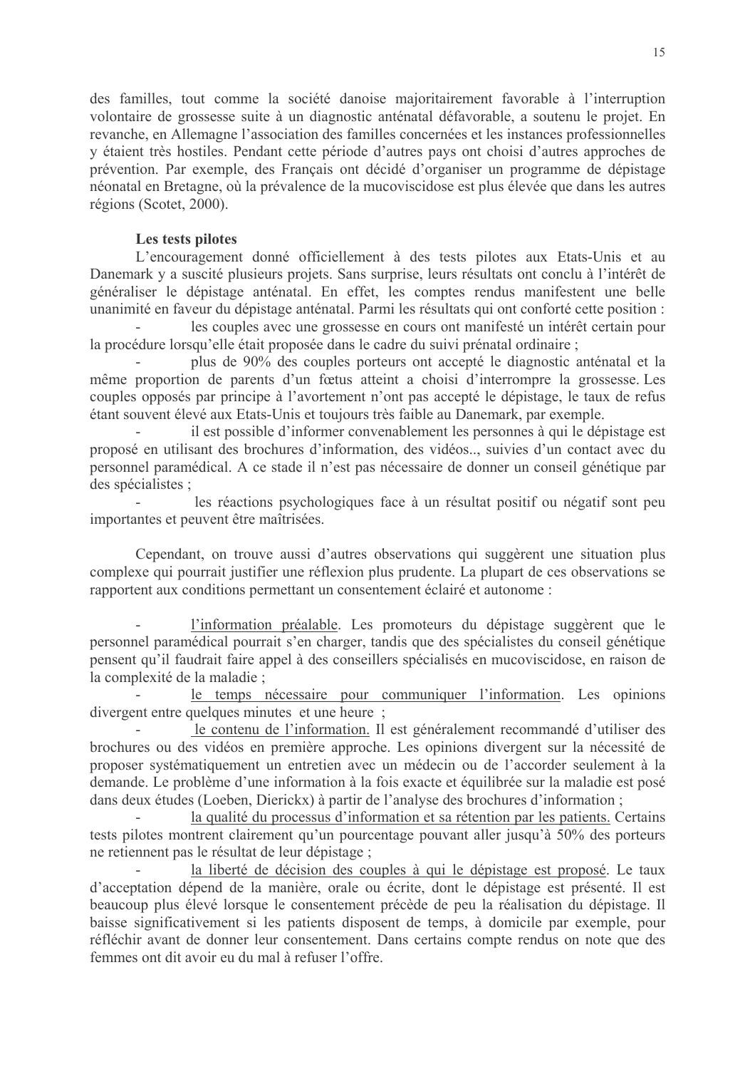des familles, tout comme la société danoise majoritairement favorable à l'interruption volontaire de grossesse suite à un diagnostic anténatal défavorable, a soutenu le projet. En revanche, en Allemagne l'association des familles concernées et les instances professionnelles y étaient très hostiles. Pendant cette période d'autres pays ont choisi d'autres approches de prévention. Par exemple, des Français ont décidé d'organiser un programme de dépistage néonatal en Bretagne, où la prévalence de la mucoviscidose est plus élevée que dans les autres régions (Scotet, 2000).

**Les tests pilotes**

L'encouragement donné officiellement à des tests pilotes aux Etats-Unis et au Danemark y a suscité plusieurs projets. Sans surprise, leurs résultats ont conclu à l'intérêt de généraliser le dépistage anténatal. En effet, les comptes rendus manifestent une belle unanimité en faveur du dépistage anténatal. Parmi les résultats qui ont conforté cette position :

- les couples avec une grossesse en cours ont manifesté un intérêt certain pour la procédure lorsqu'elle était proposée dans le cadre du suivi prénatal ordinaire ;
- plus de 90% des couples porteurs ont accepté le diagnostic anténatal et la même proportion de parents d'un fœtus atteint a choisi d'interrompre la grossesse. Les couples opposés par principe à l'avortement n'ont pas accepté le dépistage, le taux de refus étant souvent élevé aux Etats-Unis et toujours très faible au Danemark, par exemple.
- il est possible d'informer convenablement les personnes à qui le dépistage est proposé en utilisant des brochures d'information, des vidéos.., suivies d'un contact avec du personnel paramédical. A ce stade il n'est pas nécessaire de donner un conseil génétique par des spécialistes ;
- les réactions psychologiques face à un résultat positif ou négatif sont peu importantes et peuvent être maîtrisées.

Cependant, on trouve aussi d'autres observations qui suggèrent une situation plus complexe qui pourrait justifier une réflexion plus prudente. La plupart de ces observations se rapportent aux conditions permettant un consentement éclairé et autonome :

- <u>l'information préalable</u>. Les promoteurs du dépistage suggèrent que le personnel paramédical pourrait s'en charger, tandis que des spécialistes du conseil génétique pensent qu'il faudrait faire appel à des conseillers spécialisés en mucoviscidose, en raison de la complexité de la maladie ;
- <u>le temps nécessaire pour communiquer l'information</u>. Les opinions divergent entre quelques minutes et une heure ;
- <u>le contenu de l'information.</u> Il est généralement recommandé d'utiliser des brochures ou des vidéos en première approche. Les opinions divergent sur la nécessité de proposer systématiquement un entretien avec un médecin ou de l'accorder seulement à la demande. Le problème d'une information à la fois exacte et équilibrée sur la maladie est posé dans deux études (Loeben, Dierickx) à partir de l'analyse des brochures d'information ;
- <u>la qualité du processus d'information et sa rétention par les patients.</u> Certains tests pilotes montrent clairement qu'un pourcentage pouvant aller jusqu'à 50% des porteurs ne retiennent pas le résultat de leur dépistage ;
- <u>la liberté de décision des couples à qui le dépistage est proposé</u>. Le taux d'acceptation dépend de la manière, orale ou écrite, dont le dépistage est présenté. Il est beaucoup plus élevé lorsque le consentement précède de peu la réalisation du dépistage. Il baisse significativement si les patients disposent de temps, à domicile par exemple, pour réfléchir avant de donner leur consentement. Dans certains compte rendus on note que des femmes ont dit avoir eu du mal à refuser l'offre.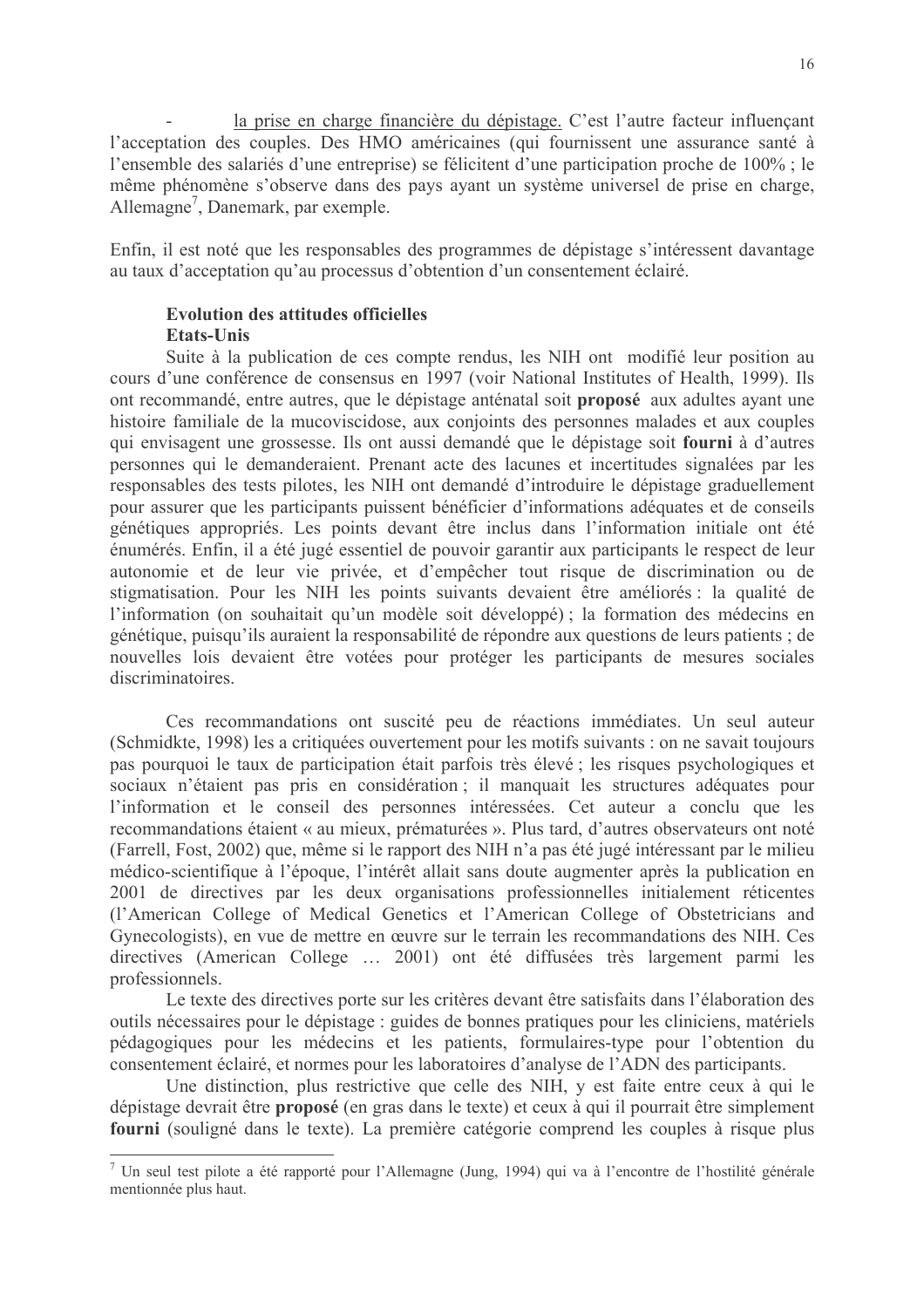- <u>la prise en charge financière du dépistage.</u> C'est l'autre facteur influençant l'acceptation des couples. Des HMO américaines (qui fournissent une assurance santé à l'ensemble des salariés d'une entreprise) se félicitent d'une participation proche de 100% ; le même phénomène s'observe dans des pays ayant un système universel de prise en charge, Allemagne[7], Danemark, par exemple.

Enfin, il est noté que les responsables des programmes de dépistage s'intéressent davantage au taux d'acceptation qu'au processus d'obtention d'un consentement éclairé.

**Evolution des attitudes officielles**

**Etats-Unis**

Suite à la publication de ces compte rendus, les NIH ont modifié leur position au cours d'une conférence de consensus en 1997 (voir National Institutes of Health, 1999). Ils ont recommandé, entre autres, que le dépistage anténatal soit **proposé** aux adultes ayant une histoire familiale de la mucoviscidose, aux conjoints des personnes malades et aux couples qui envisagent une grossesse. Ils ont aussi demandé que le dépistage soit **fourni** à d'autres personnes qui le demanderaient. Prenant acte des lacunes et incertitudes signalées par les responsables des tests pilotes, les NIH ont demandé d'introduire le dépistage graduellement pour assurer que les participants puissent bénéficier d'informations adéquates et de conseils génétiques appropriés. Les points devant être inclus dans l'information initiale ont été énumérés. Enfin, il a été jugé essentiel de pouvoir garantir aux participants le respect de leur autonomie et de leur vie privée, et d'empêcher tout risque de discrimination ou de stigmatisation. Pour les NIH les points suivants devaient être améliorés : la qualité de l'information (on souhaitait qu'un modèle soit développé) ; la formation des médecins en génétique, puisqu'ils auraient la responsabilité de répondre aux questions de leurs patients ; de nouvelles lois devaient être votées pour protéger les participants de mesures sociales discriminatoires.

Ces recommandations ont suscité peu de réactions immédiates. Un seul auteur (Schmidkte, 1998) les a critiquées ouvertement pour les motifs suivants : on ne savait toujours pas pourquoi le taux de participation était parfois très élevé ; les risques psychologiques et sociaux n'étaient pas pris en considération ; il manquait les structures adéquates pour l'information et le conseil des personnes intéressées. Cet auteur a conclu que les recommandations étaient « au mieux, prématurées ». Plus tard, d'autres observateurs ont noté (Farrell, Fost, 2002) que, même si le rapport des NIH n'a pas été jugé intéressant par le milieu médico-scientifique à l'époque, l'intérêt allait sans doute augmenter après la publication en 2001 de directives par les deux organisations professionnelles initialement réticentes (l'American College of Medical Genetics et l'American College of Obstetricians and Gynecologists), en vue de mettre en œuvre sur le terrain les recommandations des NIH. Ces directives (American College … 2001) ont été diffusées très largement parmi les professionnels.

Le texte des directives porte sur les critères devant être satisfaits dans l'élaboration des outils nécessaires pour le dépistage : guides de bonnes pratiques pour les cliniciens, matériels pédagogiques pour les médecins et les patients, formulaires-type pour l'obtention du consentement éclairé, et normes pour les laboratoires d'analyse de l'ADN des participants.

Une distinction, plus restrictive que celle des NIH, y est faite entre ceux à qui le dépistage devrait être **proposé** (en gras dans le texte) et ceux à qui il pourrait être simplement **fourni** (souligné dans le texte). La première catégorie comprend les couples à risque plus

[7] Un seul test pilote a été rapporté pour l'Allemagne (Jung, 1994) qui va à l'encontre de l'hostilité générale mentionnée plus haut.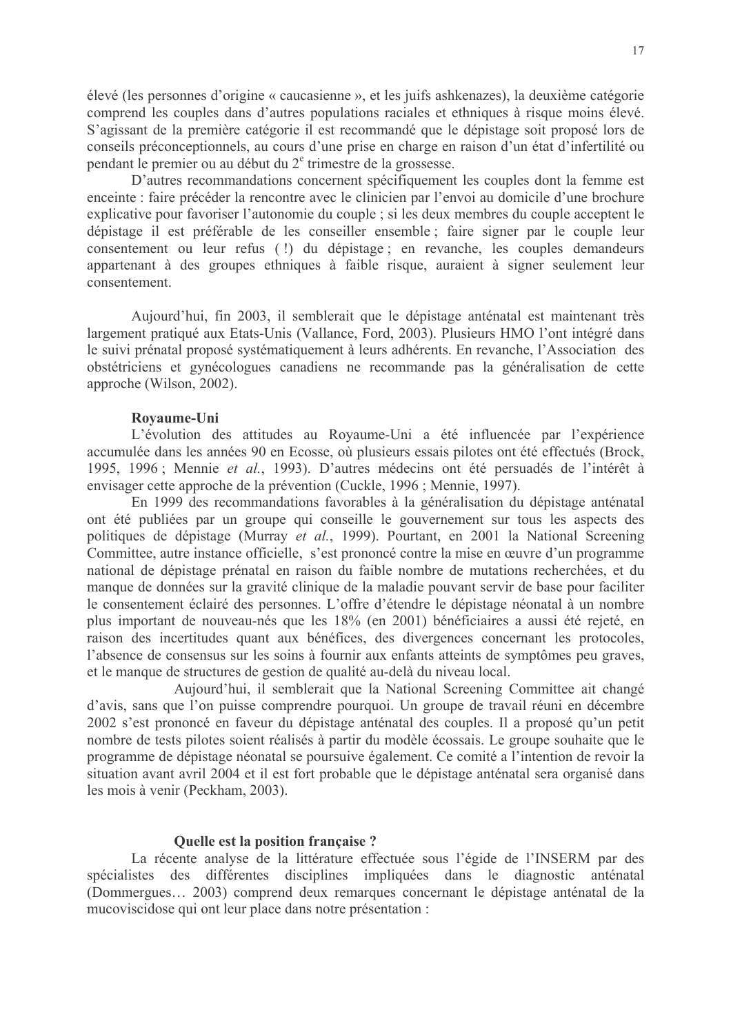élevé (les personnes d'origine « caucasienne », et les juifs ashkenazes), la deuxième catégorie comprend les couples dans d'autres populations raciales et ethniques à risque moins élevé. S'agissant de la première catégorie il est recommandé que le dépistage soit proposé lors de conseils préconceptionnels, au cours d'une prise en charge en raison d'un état d'infertilité ou pendant le premier ou au début du 2[e] trimestre de la grossesse.

D'autres recommandations concernent spécifiquement les couples dont la femme est enceinte : faire précéder la rencontre avec le clinicien par l'envoi au domicile d'une brochure explicative pour favoriser l'autonomie du couple ; si les deux membres du couple acceptent le dépistage il est préférable de les conseiller ensemble ; faire signer par le couple leur consentement ou leur refus ( !) du dépistage ; en revanche, les couples demandeurs appartenant à des groupes ethniques à faible risque, auraient à signer seulement leur consentement.

Aujourd'hui, fin 2003, il semblerait que le dépistage anténatal est maintenant très largement pratiqué aux Etats-Unis (Vallance, Ford, 2003). Plusieurs HMO l'ont intégré dans le suivi prénatal proposé systématiquement à leurs adhérents. En revanche, l'Association des obstétriciens et gynécologues canadiens ne recommande pas la généralisation de cette approche (Wilson, 2002).

**Royaume-Uni**

L'évolution des attitudes au Royaume-Uni a été influencée par l'expérience accumulée dans les années 90 en Ecosse, où plusieurs essais pilotes ont été effectués (Brock, 1995, 1996 ; Mennie *et al.*, 1993). D'autres médecins ont été persuadés de l'intérêt à envisager cette approche de la prévention (Cuckle, 1996 ; Mennie, 1997).

En 1999 des recommandations favorables à la généralisation du dépistage anténatal ont été publiées par un groupe qui conseille le gouvernement sur tous les aspects des politiques de dépistage (Murray *et al.*, 1999). Pourtant, en 2001 la National Screening Committee, autre instance officielle, s'est prononcé contre la mise en œuvre d'un programme national de dépistage prénatal en raison du faible nombre de mutations recherchées, et du manque de données sur la gravité clinique de la maladie pouvant servir de base pour faciliter le consentement éclairé des personnes. L'offre d'étendre le dépistage néonatal à un nombre plus important de nouveau-nés que les 18% (en 2001) bénéficiaires a aussi été rejeté, en raison des incertitudes quant aux bénéfices, des divergences concernant les protocoles, l'absence de consensus sur les soins à fournir aux enfants atteints de symptômes peu graves, et le manque de structures de gestion de qualité au-delà du niveau local.

Aujourd'hui, il semblerait que la National Screening Committee ait changé d'avis, sans que l'on puisse comprendre pourquoi. Un groupe de travail réuni en décembre 2002 s'est prononcé en faveur du dépistage anténatal des couples. Il a proposé qu'un petit nombre de tests pilotes soient réalisés à partir du modèle écossais. Le groupe souhaite que le programme de dépistage néonatal se poursuive également. Ce comité a l'intention de revoir la situation avant avril 2004 et il est fort probable que le dépistage anténatal sera organisé dans les mois à venir (Peckham, 2003).

**Quelle est la position française ?**

La récente analyse de la littérature effectuée sous l'égide de l'INSERM par des spécialistes des différentes disciplines impliquées dans le diagnostic anténatal (Dommergues… 2003) comprend deux remarques concernant le dépistage anténatal de la mucoviscidose qui ont leur place dans notre présentation :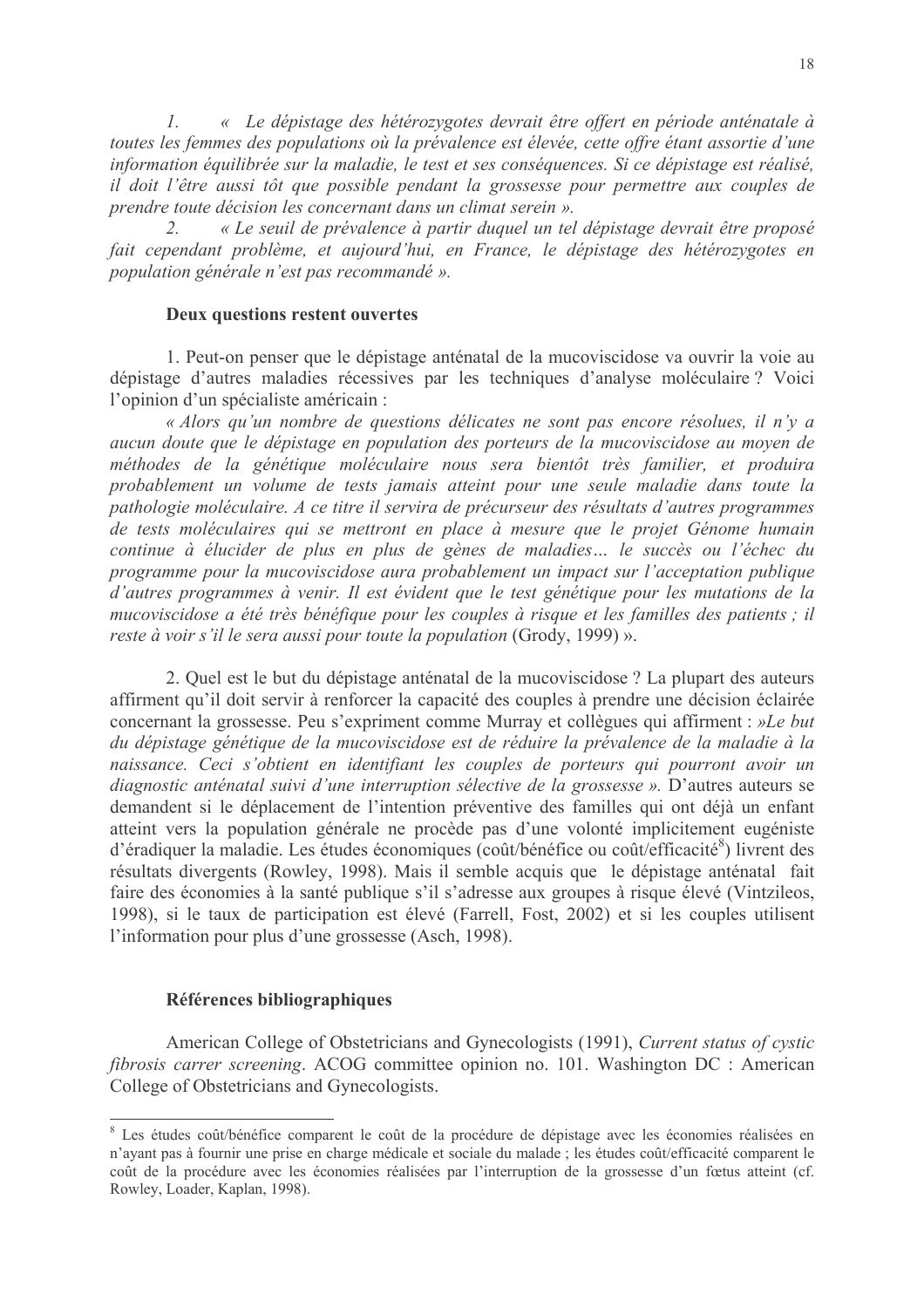1. *« Le dépistage des hétérozygotes devrait être offert en période anténatale à toutes les femmes des populations où la prévalence est élevée, cette offre étant assortie d'une information équilibrée sur la maladie, le test et ses conséquences. Si ce dépistage est réalisé, il doit l'être aussi tôt que possible pendant la grossesse pour permettre aux couples de prendre toute décision les concernant dans un climat serein ».*

2. *« Le seuil de prévalence à partir duquel un tel dépistage devrait être proposé fait cependant problème, et aujourd'hui, en France, le dépistage des hétérozygotes en population générale n'est pas recommandé ».*

### Deux questions restent ouvertes

1. Peut-on penser que le dépistage anténatal de la mucoviscidose va ouvrir la voie au dépistage d'autres maladies récessives par les techniques d'analyse moléculaire ? Voici l'opinion d'un spécialiste américain :

*« Alors qu'un nombre de questions délicates ne sont pas encore résolues, il n'y a aucun doute que le dépistage en population des porteurs de la mucoviscidose au moyen de méthodes de la génétique moléculaire nous sera bientôt très familier, et produira probablement un volume de tests jamais atteint pour une seule maladie dans toute la pathologie moléculaire. A ce titre il servira de précurseur des résultats d'autres programmes de tests moléculaires qui se mettront en place à mesure que le projet Génome humain continue à élucider de plus en plus de gènes de maladies… le succès ou l'échec du programme pour la mucoviscidose aura probablement un impact sur l'acceptation publique d'autres programmes à venir. Il est évident que le test génétique pour les mutations de la mucoviscidose a été très bénéfique pour les couples à risque et les familles des patients ; il reste à voir s'il le sera aussi pour toute la population* (Grody, 1999) ».

2. Quel est le but du dépistage anténatal de la mucoviscidose ? La plupart des auteurs affirment qu'il doit servir à renforcer la capacité des couples à prendre une décision éclairée concernant la grossesse. Peu s'expriment comme Murray et collègues qui affirment : *»Le but du dépistage génétique de la mucoviscidose est de réduire la prévalence de la maladie à la naissance. Ceci s'obtient en identifiant les couples de porteurs qui pourront avoir un diagnostic anténatal suivi d'une interruption sélective de la grossesse ».* D'autres auteurs se demandent si le déplacement de l'intention préventive des familles qui ont déjà un enfant atteint vers la population générale ne procède pas d'une volonté implicitement eugéniste d'éradiquer la maladie. Les études économiques (coût/bénéfice ou coût/efficacité[8]) livrent des résultats divergents (Rowley, 1998). Mais il semble acquis que le dépistage anténatal fait faire des économies à la santé publique s'il s'adresse aux groupes à risque élevé (Vintzileos, 1998), si le taux de participation est élevé (Farrell, Fost, 2002) et si les couples utilisent l'information pour plus d'une grossesse (Asch, 1998).

### Références bibliographiques

American College of Obstetricians and Gynecologists (1991), *Current status of cystic fibrosis carrer screening*. ACOG committee opinion no. 101. Washington DC : American College of Obstetricians and Gynecologists.

---

[8] Les études coût/bénéfice comparent le coût de la procédure de dépistage avec les économies réalisées en n'ayant pas à fournir une prise en charge médicale et sociale du malade ; les études coût/efficacité comparent le coût de la procédure avec les économies réalisées par l'interruption de la grossesse d'un fœtus atteint (cf. Rowley, Loader, Kaplan, 1998).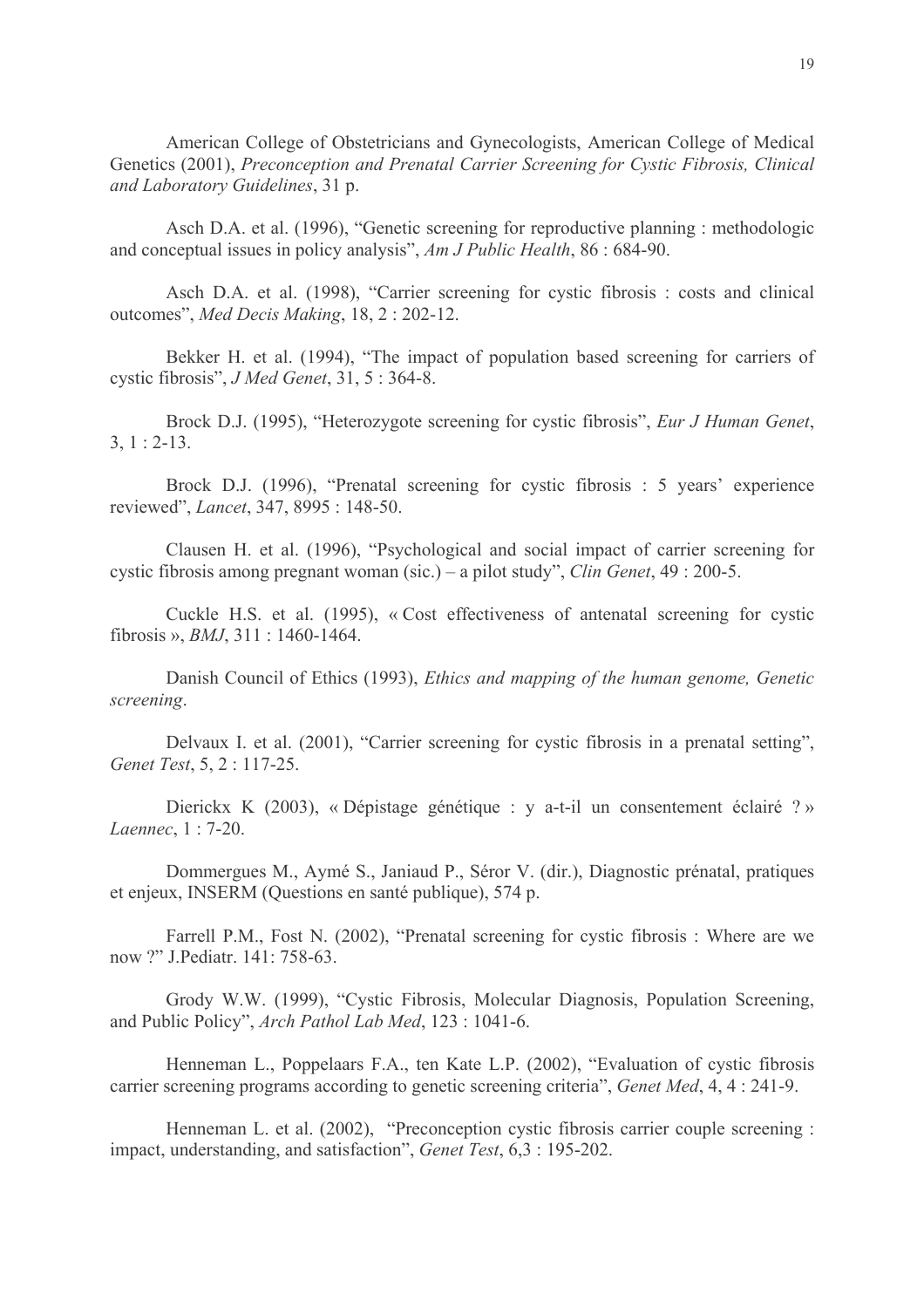American College of Obstetricians and Gynecologists, American College of Medical Genetics (2001), *Preconception and Prenatal Carrier Screening for Cystic Fibrosis, Clinical and Laboratory Guidelines*, 31 p.

Asch D.A. et al. (1996), "Genetic screening for reproductive planning : methodologic and conceptual issues in policy analysis", *Am J Public Health*, 86 : 684-90.

Asch D.A. et al. (1998), "Carrier screening for cystic fibrosis : costs and clinical outcomes", *Med Decis Making*, 18, 2 : 202-12.

Bekker H. et al. (1994), "The impact of population based screening for carriers of cystic fibrosis", *J Med Genet*, 31, 5 : 364-8.

Brock D.J. (1995), "Heterozygote screening for cystic fibrosis", *Eur J Human Genet*, 3, 1 : 2-13.

Brock D.J. (1996), "Prenatal screening for cystic fibrosis : 5 years' experience reviewed", *Lancet*, 347, 8995 : 148-50.

Clausen H. et al. (1996), "Psychological and social impact of carrier screening for cystic fibrosis among pregnant woman (sic.) – a pilot study", *Clin Genet*, 49 : 200-5.

Cuckle H.S. et al. (1995), « Cost effectiveness of antenatal screening for cystic fibrosis », *BMJ*, 311 : 1460-1464.

Danish Council of Ethics (1993), *Ethics and mapping of the human genome, Genetic screening*.

Delvaux I. et al. (2001), "Carrier screening for cystic fibrosis in a prenatal setting", *Genet Test*, 5, 2 : 117-25.

Dierickx K (2003), « Dépistage génétique : y a-t-il un consentement éclairé ? » *Laennec*, 1 : 7-20.

Dommergues M., Aymé S., Janiaud P., Séror V. (dir.), Diagnostic prénatal, pratiques et enjeux, INSERM (Questions en santé publique), 574 p.

Farrell P.M., Fost N. (2002), "Prenatal screening for cystic fibrosis : Where are we now ?" J.Pediatr. 141: 758-63.

Grody W.W. (1999), "Cystic Fibrosis, Molecular Diagnosis, Population Screening, and Public Policy", *Arch Pathol Lab Med*, 123 : 1041-6.

Henneman L., Poppelaars F.A., ten Kate L.P. (2002), "Evaluation of cystic fibrosis carrier screening programs according to genetic screening criteria", *Genet Med*, 4, 4 : 241-9.

Henneman L. et al. (2002), "Preconception cystic fibrosis carrier couple screening : impact, understanding, and satisfaction", *Genet Test*, 6,3 : 195-202.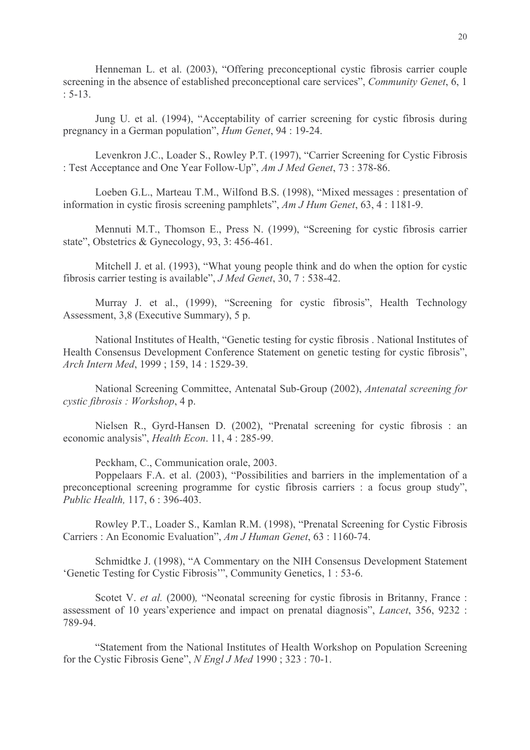Henneman L. et al. (2003), “Offering preconceptional cystic fibrosis carrier couple screening in the absence of established preconceptional care services”, *Community Genet*, 6, 1 : 5-13.

Jung U. et al. (1994), “Acceptability of carrier screening for cystic fibrosis during pregnancy in a German population”, *Hum Genet*, 94 : 19-24.

Levenkron J.C., Loader S., Rowley P.T. (1997), “Carrier Screening for Cystic Fibrosis : Test Acceptance and One Year Follow-Up”, *Am J Med Genet*, 73 : 378-86.

Loeben G.L., Marteau T.M., Wilfond B.S. (1998), “Mixed messages : presentation of information in cystic firosis screening pamphlets”, *Am J Hum Genet*, 63, 4 : 1181-9.

Mennuti M.T., Thomson E., Press N. (1999), “Screening for cystic fibrosis carrier state”, Obstetrics & Gynecology, 93, 3: 456-461.

Mitchell J. et al. (1993), “What young people think and do when the option for cystic fibrosis carrier testing is available”, *J Med Genet*, 30, 7 : 538-42.

Murray J. et al., (1999), “Screening for cystic fibrosis”, Health Technology Assessment, 3,8 (Executive Summary), 5 p.

National Institutes of Health, “Genetic testing for cystic fibrosis . National Institutes of Health Consensus Development Conference Statement on genetic testing for cystic fibrosis”, *Arch Intern Med*, 1999 ; 159, 14 : 1529-39.

National Screening Committee, Antenatal Sub-Group (2002), *Antenatal screening for cystic fibrosis : Workshop*, 4 p.

Nielsen R., Gyrd-Hansen D. (2002), “Prenatal screening for cystic fibrosis : an economic analysis”, *Health Econ*. 11, 4 : 285-99.

Peckham, C., Communication orale, 2003.

Poppelaars F.A. et al. (2003), “Possibilities and barriers in the implementation of a preconceptional screening programme for cystic fibrosis carriers : a focus group study”, *Public Health,* 117, 6 : 396-403.

Rowley P.T., Loader S., Kamlan R.M. (1998), “Prenatal Screening for Cystic Fibrosis Carriers : An Economic Evaluation”, *Am J Human Genet*, 63 : 1160-74.

Schmidtke J. (1998), “A Commentary on the NIH Consensus Development Statement ‘Genetic Testing for Cystic Fibrosis’”, Community Genetics, 1 : 53-6.

Scotet V. *et al.* (2000)*,* “Neonatal screening for cystic fibrosis in Britanny, France : assessment of 10 years’experience and impact on prenatal diagnosis”, *Lancet*, 356, 9232 : 789-94.

“Statement from the National Institutes of Health Workshop on Population Screening for the Cystic Fibrosis Gene”, *N Engl J Med* 1990 ; 323 : 70-1.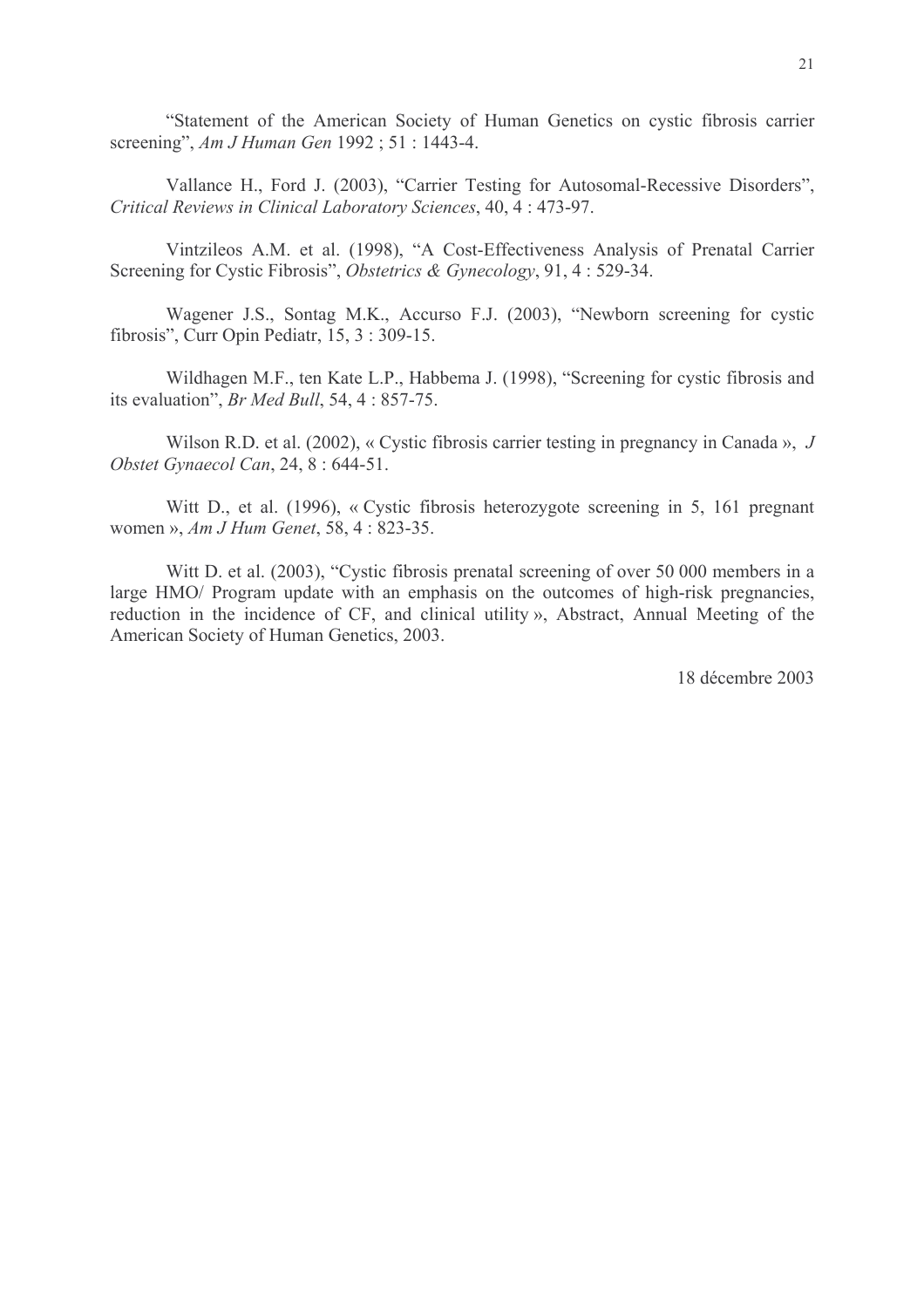"Statement of the American Society of Human Genetics on cystic fibrosis carrier screening", *Am J Human Gen* 1992 ; 51 : 1443-4.

Vallance H., Ford J. (2003), "Carrier Testing for Autosomal-Recessive Disorders", *Critical Reviews in Clinical Laboratory Sciences*, 40, 4 : 473-97.

Vintzileos A.M. et al. (1998), "A Cost-Effectiveness Analysis of Prenatal Carrier Screening for Cystic Fibrosis", *Obstetrics & Gynecology*, 91, 4 : 529-34.

Wagener J.S., Sontag M.K., Accurso F.J. (2003), "Newborn screening for cystic fibrosis", Curr Opin Pediatr, 15, 3 : 309-15.

Wildhagen M.F., ten Kate L.P., Habbema J. (1998), "Screening for cystic fibrosis and its evaluation", *Br Med Bull*, 54, 4 : 857-75.

Wilson R.D. et al. (2002), « Cystic fibrosis carrier testing in pregnancy in Canada », *J Obstet Gynaecol Can*, 24, 8 : 644-51.

Witt D., et al. (1996), « Cystic fibrosis heterozygote screening in 5, 161 pregnant women », *Am J Hum Genet*, 58, 4 : 823-35.

Witt D. et al. (2003), "Cystic fibrosis prenatal screening of over 50 000 members in a large HMO/ Program update with an emphasis on the outcomes of high-risk pregnancies, reduction in the incidence of CF, and clinical utility », Abstract, Annual Meeting of the American Society of Human Genetics, 2003.

18 décembre 2003